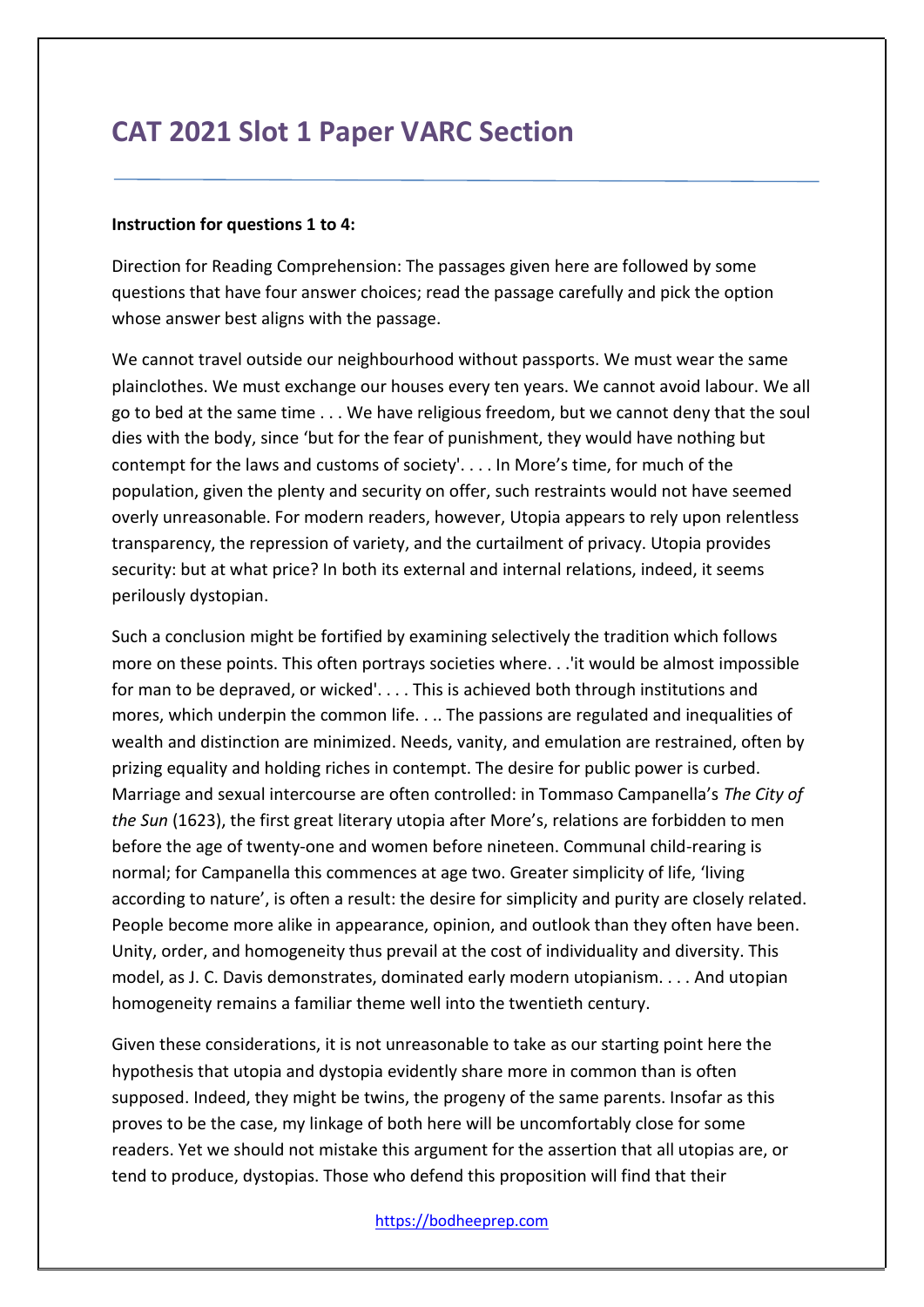# CAT 2021 Slot 1 Paper VARC Section

**Instruction for questions 1 to 4:**

Direction for Reading Comprehension: The passages given here are followed by some questions that have four answer choices; read the passage carefully and pick the option whose answer best aligns with the passage.

We cannot travel outside our neighbourhood without passports. We must wear the same plainclothes. We must exchange our houses every ten years. We cannot avoid labour. We all go to bed at the same time . . . We have religious freedom, but we cannot deny that the soul dies with the body, since 'but for the fear of punishment, they would have nothing but contempt for the laws and customs of society'. . . . In More's time, for much of the population, given the plenty and security on offer, such restraints would not have seemed overly unreasonable. For modern readers, however, Utopia appears to rely upon relentless transparency, the repression of variety, and the curtailment of privacy. Utopia provides security: but at what price? In both its external and internal relations, indeed, it seems perilously dystopian.

Such a conclusion might be fortified by examining selectively the tradition which follows more on these points. This often portrays societies where. . .'it would be almost impossible for man to be depraved, or wicked'. . . . This is achieved both through institutions and mores, which underpin the common life. . .. The passions are regulated and inequalities of wealth and distinction are minimized. Needs, vanity, and emulation are restrained, often by prizing equality and holding riches in contempt. The desire for public power is curbed. Marriage and sexual intercourse are often controlled: in Tommaso Campanella's *The City of the Sun* (1623), the first great literary utopia after More's, relations are forbidden to men before the age of twenty-one and women before nineteen. Communal child-rearing is normal; for Campanella this commences at age two. Greater simplicity of life, 'living according to nature', is often a result: the desire for simplicity and purity are closely related. People become more alike in appearance, opinion, and outlook than they often have been. Unity, order, and homogeneity thus prevail at the cost of individuality and diversity. This model, as J. C. Davis demonstrates, dominated early modern utopianism. . . . And utopian homogeneity remains a familiar theme well into the twentieth century.

Given these considerations, it is not unreasonable to take as our starting point here the hypothesis that utopia and dystopia evidently share more in common than is often supposed. Indeed, they might be twins, the progeny of the same parents. Insofar as this proves to be the case, my linkage of both here will be uncomfortably close for some readers. Yet we should not mistake this argument for the assertion that all utopias are, or tend to produce, dystopias. Those who defend this proposition will find that their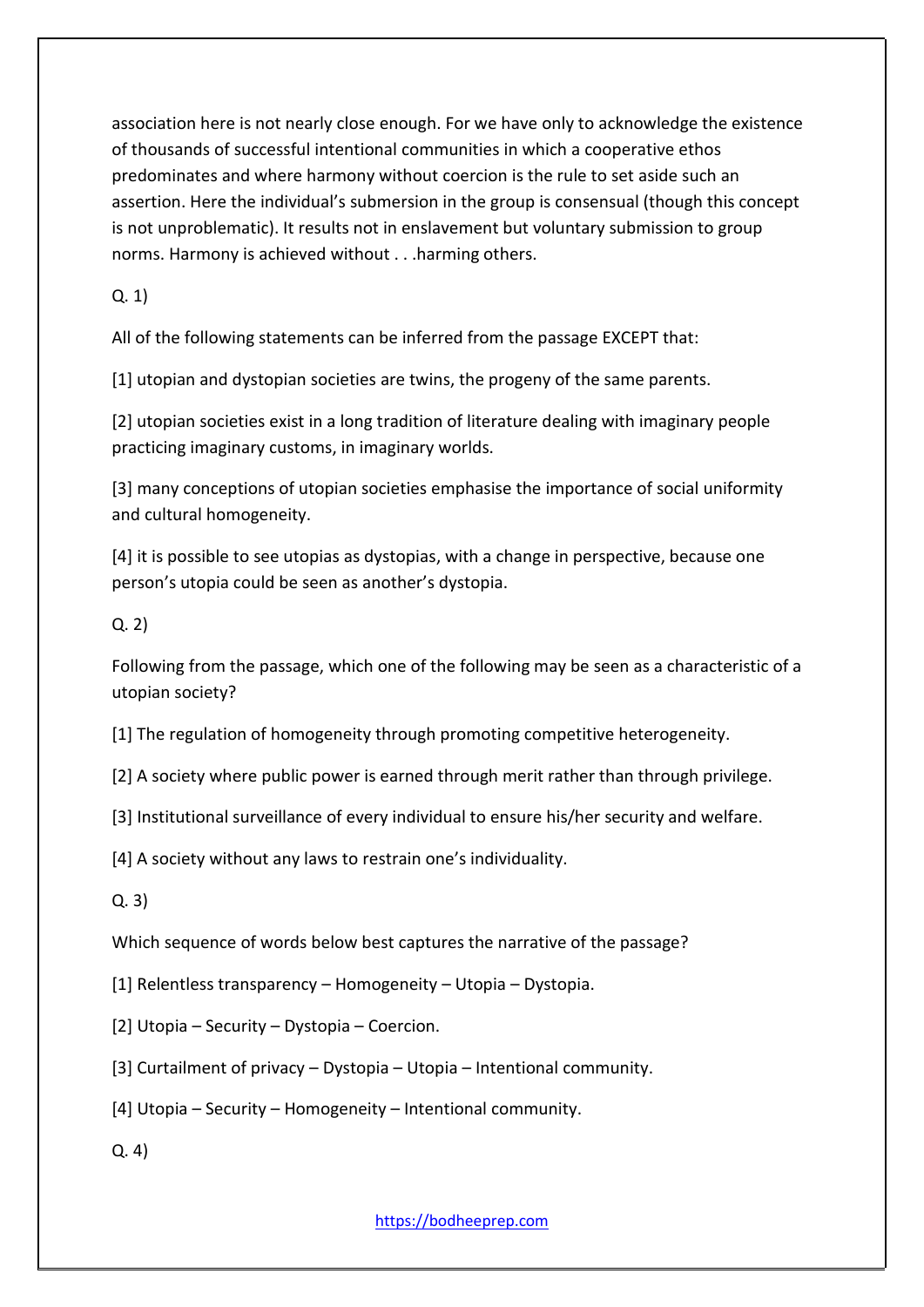association here is not nearly close enough. For we have only to acknowledge the existence of thousands of successful intentional communities in which a cooperative ethos predominates and where harmony without coercion is the rule to set aside such an assertion. Here the individual's submersion in the group is consensual (though this concept is not unproblematic). It results not in enslavement but voluntary submission to group norms. Harmony is achieved without . . .harming others.

Q. 1)

All of the following statements can be inferred from the passage EXCEPT that:

[1] utopian and dystopian societies are twins, the progeny of the same parents.

[2] utopian societies exist in a long tradition of literature dealing with imaginary people practicing imaginary customs, in imaginary worlds.

[3] many conceptions of utopian societies emphasise the importance of social uniformity and cultural homogeneity.

[4] it is possible to see utopias as dystopias, with a change in perspective, because one person's utopia could be seen as another's dystopia.

Q. 2)

Following from the passage, which one of the following may be seen as a characteristic of a utopian society?

[1] The regulation of homogeneity through promoting competitive heterogeneity.

[2] A society where public power is earned through merit rather than through privilege.

[3] Institutional surveillance of every individual to ensure his/her security and welfare.

[4] A society without any laws to restrain one's individuality.

Q. 3)

Which sequence of words below best captures the narrative of the passage?

[1] Relentless transparency – Homogeneity – Utopia – Dystopia.

[2] Utopia – Security – Dystopia – Coercion.

[3] Curtailment of privacy – Dystopia – Utopia – Intentional community.

[4] Utopia – Security – Homogeneity – Intentional community.

Q. 4)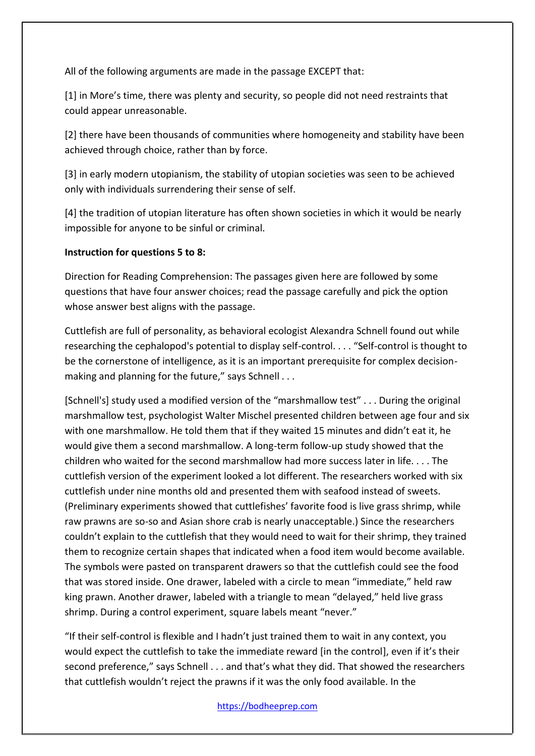All of the following arguments are made in the passage EXCEPT that:

[1] in More's time, there was plenty and security, so people did not need restraints that could appear unreasonable.

[2] there have been thousands of communities where homogeneity and stability have been achieved through choice, rather than by force.

[3] in early modern utopianism, the stability of utopian societies was seen to be achieved only with individuals surrendering their sense of self.

[4] the tradition of utopian literature has often shown societies in which it would be nearly impossible for anyone to be sinful or criminal.

**Instruction for questions 5 to 8:**

Direction for Reading Comprehension: The passages given here are followed by some questions that have four answer choices; read the passage carefully and pick the option whose answer best aligns with the passage.

Cuttlefish are full of personality, as behavioral ecologist Alexandra Schnell found out while researching the cephalopod's potential to display self-control. . . . "Self-control is thought to be the cornerstone of intelligence, as it is an important prerequisite for complex decision-making and planning for the future," says Schnell . . .

[Schnell's] study used a modified version of the "marshmallow test" . . . During the original marshmallow test, psychologist Walter Mischel presented children between age four and six with one marshmallow. He told them that if they waited 15 minutes and didn't eat it, he would give them a second marshmallow. A long-term follow-up study showed that the children who waited for the second marshmallow had more success later in life. . . . The cuttlefish version of the experiment looked a lot different. The researchers worked with six cuttlefish under nine months old and presented them with seafood instead of sweets. (Preliminary experiments showed that cuttlefishes' favorite food is live grass shrimp, while raw prawns are so-so and Asian shore crab is nearly unacceptable.) Since the researchers couldn't explain to the cuttlefish that they would need to wait for their shrimp, they trained them to recognize certain shapes that indicated when a food item would become available. The symbols were pasted on transparent drawers so that the cuttlefish could see the food that was stored inside. One drawer, labeled with a circle to mean "immediate," held raw king prawn. Another drawer, labeled with a triangle to mean "delayed," held live grass shrimp. During a control experiment, square labels meant "never."

"If their self-control is flexible and I hadn't just trained them to wait in any context, you would expect the cuttlefish to take the immediate reward [in the control], even if it's their second preference," says Schnell . . . and that's what they did. That showed the researchers that cuttlefish wouldn't reject the prawns if it was the only food available. In the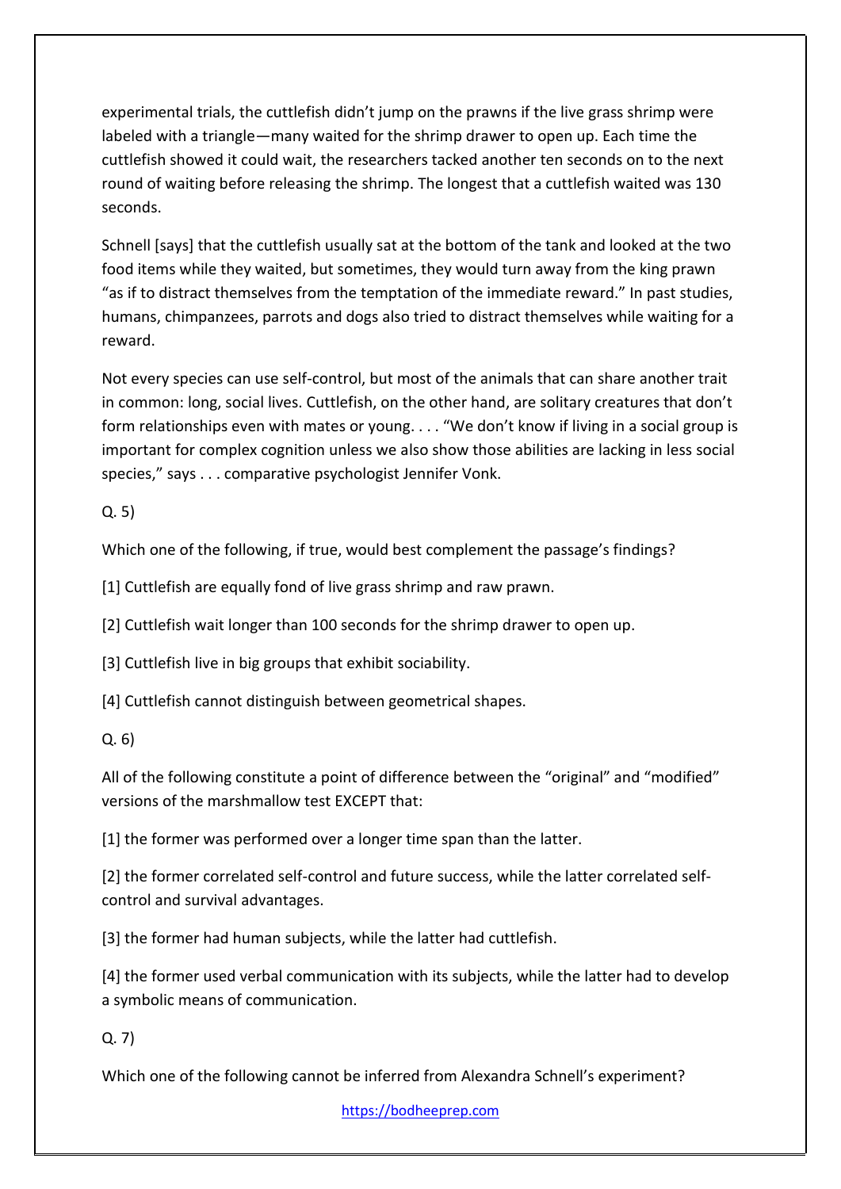experimental trials, the cuttlefish didn't jump on the prawns if the live grass shrimp were labeled with a triangle—many waited for the shrimp drawer to open up. Each time the cuttlefish showed it could wait, the researchers tacked another ten seconds on to the next round of waiting before releasing the shrimp. The longest that a cuttlefish waited was 130 seconds.

Schnell [says] that the cuttlefish usually sat at the bottom of the tank and looked at the two food items while they waited, but sometimes, they would turn away from the king prawn "as if to distract themselves from the temptation of the immediate reward." In past studies, humans, chimpanzees, parrots and dogs also tried to distract themselves while waiting for a reward.

Not every species can use self-control, but most of the animals that can share another trait in common: long, social lives. Cuttlefish, on the other hand, are solitary creatures that don't form relationships even with mates or young. . . . "We don't know if living in a social group is important for complex cognition unless we also show those abilities are lacking in less social species," says . . . comparative psychologist Jennifer Vonk.

Q. 5)

Which one of the following, if true, would best complement the passage's findings?

[1] Cuttlefish are equally fond of live grass shrimp and raw prawn.

[2] Cuttlefish wait longer than 100 seconds for the shrimp drawer to open up.

[3] Cuttlefish live in big groups that exhibit sociability.

[4] Cuttlefish cannot distinguish between geometrical shapes.

Q. 6)

All of the following constitute a point of difference between the "original" and "modified" versions of the marshmallow test EXCEPT that:

[1] the former was performed over a longer time span than the latter.

[2] the former correlated self-control and future success, while the latter correlated self-control and survival advantages.

[3] the former had human subjects, while the latter had cuttlefish.

[4] the former used verbal communication with its subjects, while the latter had to develop a symbolic means of communication.

Q. 7)

Which one of the following cannot be inferred from Alexandra Schnell's experiment?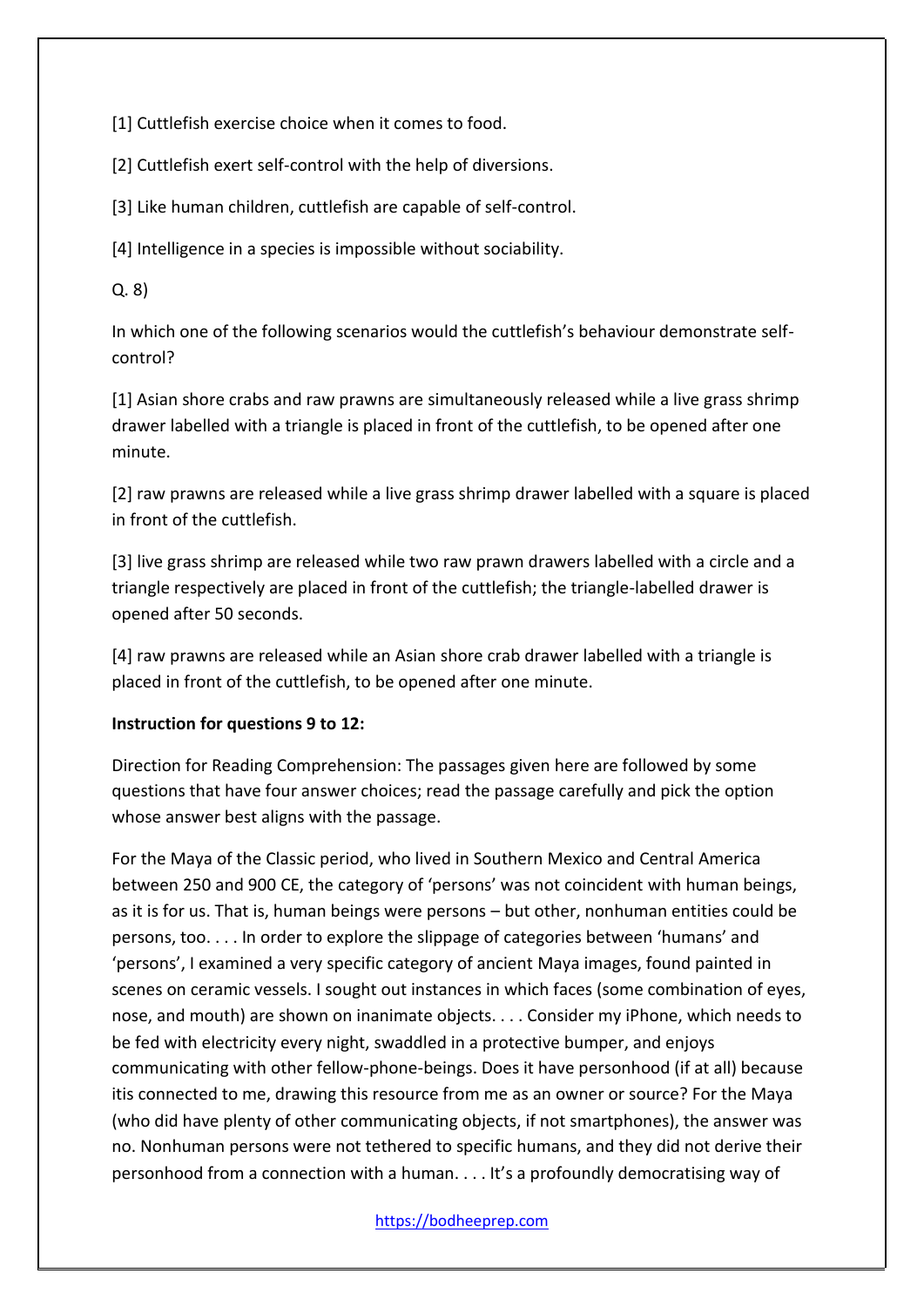[1] Cuttlefish exercise choice when it comes to food.

[2] Cuttlefish exert self-control with the help of diversions.

[3] Like human children, cuttlefish are capable of self-control.

[4] Intelligence in a species is impossible without sociability.

Q. 8)

In which one of the following scenarios would the cuttlefish's behaviour demonstrate self-control?

[1] Asian shore crabs and raw prawns are simultaneously released while a live grass shrimp drawer labelled with a triangle is placed in front of the cuttlefish, to be opened after one minute.

[2] raw prawns are released while a live grass shrimp drawer labelled with a square is placed in front of the cuttlefish.

[3] live grass shrimp are released while two raw prawn drawers labelled with a circle and a triangle respectively are placed in front of the cuttlefish; the triangle-labelled drawer is opened after 50 seconds.

[4] raw prawns are released while an Asian shore crab drawer labelled with a triangle is placed in front of the cuttlefish, to be opened after one minute.

**Instruction for questions 9 to 12:**

Direction for Reading Comprehension: The passages given here are followed by some questions that have four answer choices; read the passage carefully and pick the option whose answer best aligns with the passage.

For the Maya of the Classic period, who lived in Southern Mexico and Central America between 250 and 900 CE, the category of 'persons' was not coincident with human beings, as it is for us. That is, human beings were persons – but other, nonhuman entities could be persons, too. . . . In order to explore the slippage of categories between 'humans' and 'persons', I examined a very specific category of ancient Maya images, found painted in scenes on ceramic vessels. I sought out instances in which faces (some combination of eyes, nose, and mouth) are shown on inanimate objects. . . . Consider my iPhone, which needs to be fed with electricity every night, swaddled in a protective bumper, and enjoys communicating with other fellow-phone-beings. Does it have personhood (if at all) because itis connected to me, drawing this resource from me as an owner or source? For the Maya (who did have plenty of other communicating objects, if not smartphones), the answer was no. Nonhuman persons were not tethered to specific humans, and they did not derive their personhood from a connection with a human. . . . It's a profoundly democratising way of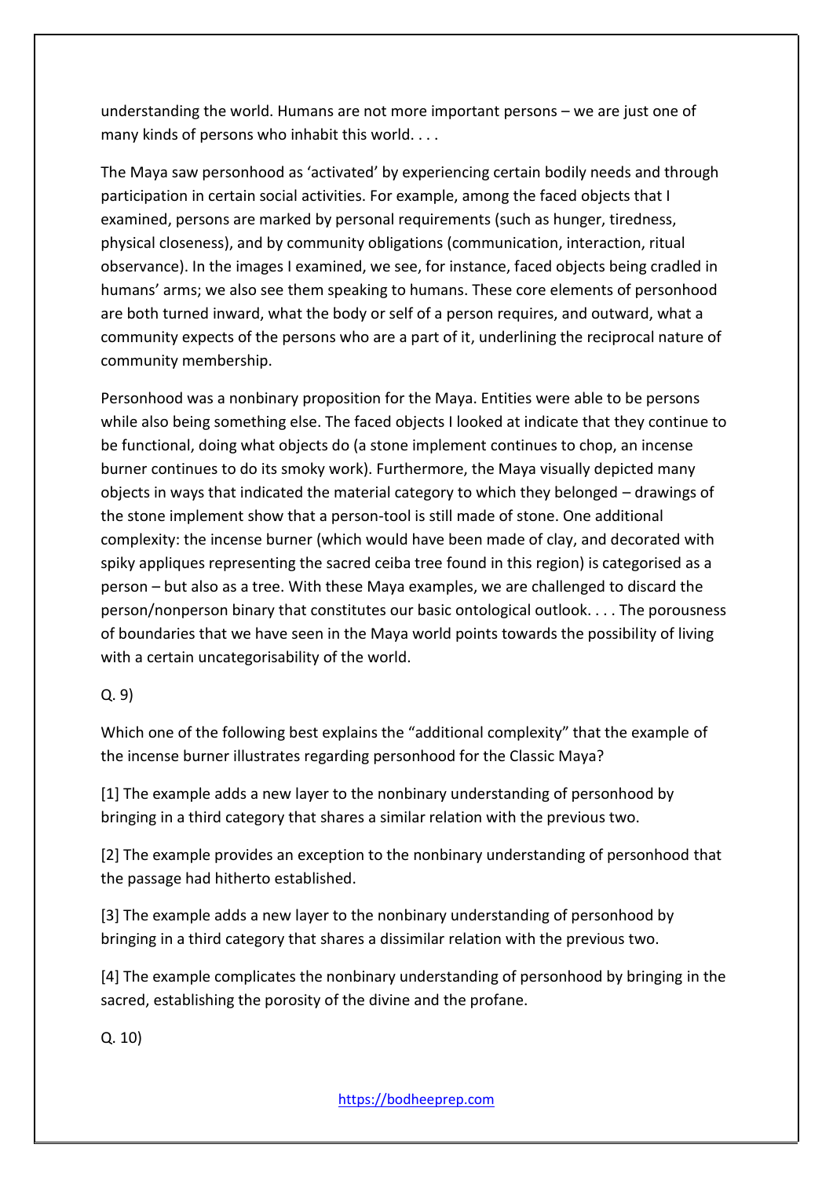understanding the world. Humans are not more important persons – we are just one of many kinds of persons who inhabit this world. . . .

The Maya saw personhood as 'activated' by experiencing certain bodily needs and through participation in certain social activities. For example, among the faced objects that I examined, persons are marked by personal requirements (such as hunger, tiredness, physical closeness), and by community obligations (communication, interaction, ritual observance). In the images I examined, we see, for instance, faced objects being cradled in humans' arms; we also see them speaking to humans. These core elements of personhood are both turned inward, what the body or self of a person requires, and outward, what a community expects of the persons who are a part of it, underlining the reciprocal nature of community membership.

Personhood was a nonbinary proposition for the Maya. Entities were able to be persons while also being something else. The faced objects I looked at indicate that they continue to be functional, doing what objects do (a stone implement continues to chop, an incense burner continues to do its smoky work). Furthermore, the Maya visually depicted many objects in ways that indicated the material category to which they belonged – drawings of the stone implement show that a person-tool is still made of stone. One additional complexity: the incense burner (which would have been made of clay, and decorated with spiky appliques representing the sacred ceiba tree found in this region) is categorised as a person – but also as a tree. With these Maya examples, we are challenged to discard the person/nonperson binary that constitutes our basic ontological outlook. . . . The porousness of boundaries that we have seen in the Maya world points towards the possibility of living with a certain uncategorisability of the world.

Q. 9)

Which one of the following best explains the "additional complexity" that the example of the incense burner illustrates regarding personhood for the Classic Maya?

[1] The example adds a new layer to the nonbinary understanding of personhood by bringing in a third category that shares a similar relation with the previous two.

[2] The example provides an exception to the nonbinary understanding of personhood that the passage had hitherto established.

[3] The example adds a new layer to the nonbinary understanding of personhood by bringing in a third category that shares a dissimilar relation with the previous two.

[4] The example complicates the nonbinary understanding of personhood by bringing in the sacred, establishing the porosity of the divine and the profane.

Q. 10)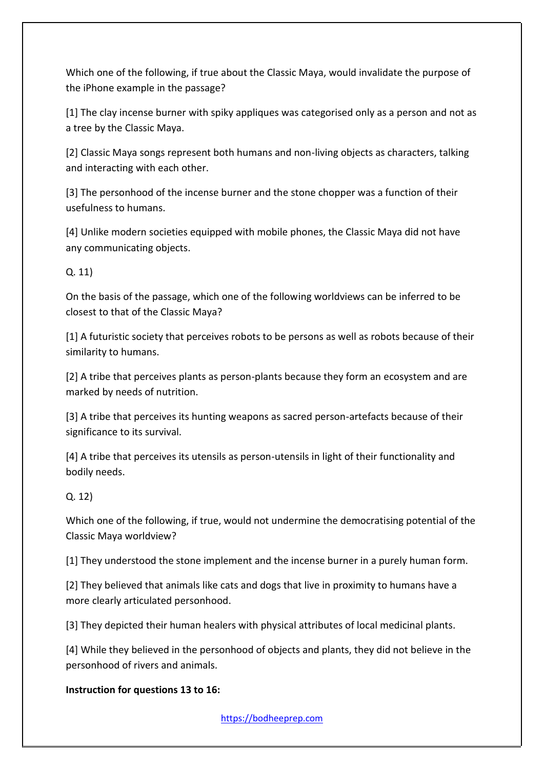Which one of the following, if true about the Classic Maya, would invalidate the purpose of the iPhone example in the passage?

[1] The clay incense burner with spiky appliques was categorised only as a person and not as a tree by the Classic Maya.

[2] Classic Maya songs represent both humans and non-living objects as characters, talking and interacting with each other.

[3] The personhood of the incense burner and the stone chopper was a function of their usefulness to humans.

[4] Unlike modern societies equipped with mobile phones, the Classic Maya did not have any communicating objects.

Q. 11)

On the basis of the passage, which one of the following worldviews can be inferred to be closest to that of the Classic Maya?

[1] A futuristic society that perceives robots to be persons as well as robots because of their similarity to humans.

[2] A tribe that perceives plants as person-plants because they form an ecosystem and are marked by needs of nutrition.

[3] A tribe that perceives its hunting weapons as sacred person-artefacts because of their significance to its survival.

[4] A tribe that perceives its utensils as person-utensils in light of their functionality and bodily needs.

Q. 12)

Which one of the following, if true, would not undermine the democratising potential of the Classic Maya worldview?

[1] They understood the stone implement and the incense burner in a purely human form.

[2] They believed that animals like cats and dogs that live in proximity to humans have a more clearly articulated personhood.

[3] They depicted their human healers with physical attributes of local medicinal plants.

[4] While they believed in the personhood of objects and plants, they did not believe in the personhood of rivers and animals.

**Instruction for questions 13 to 16:**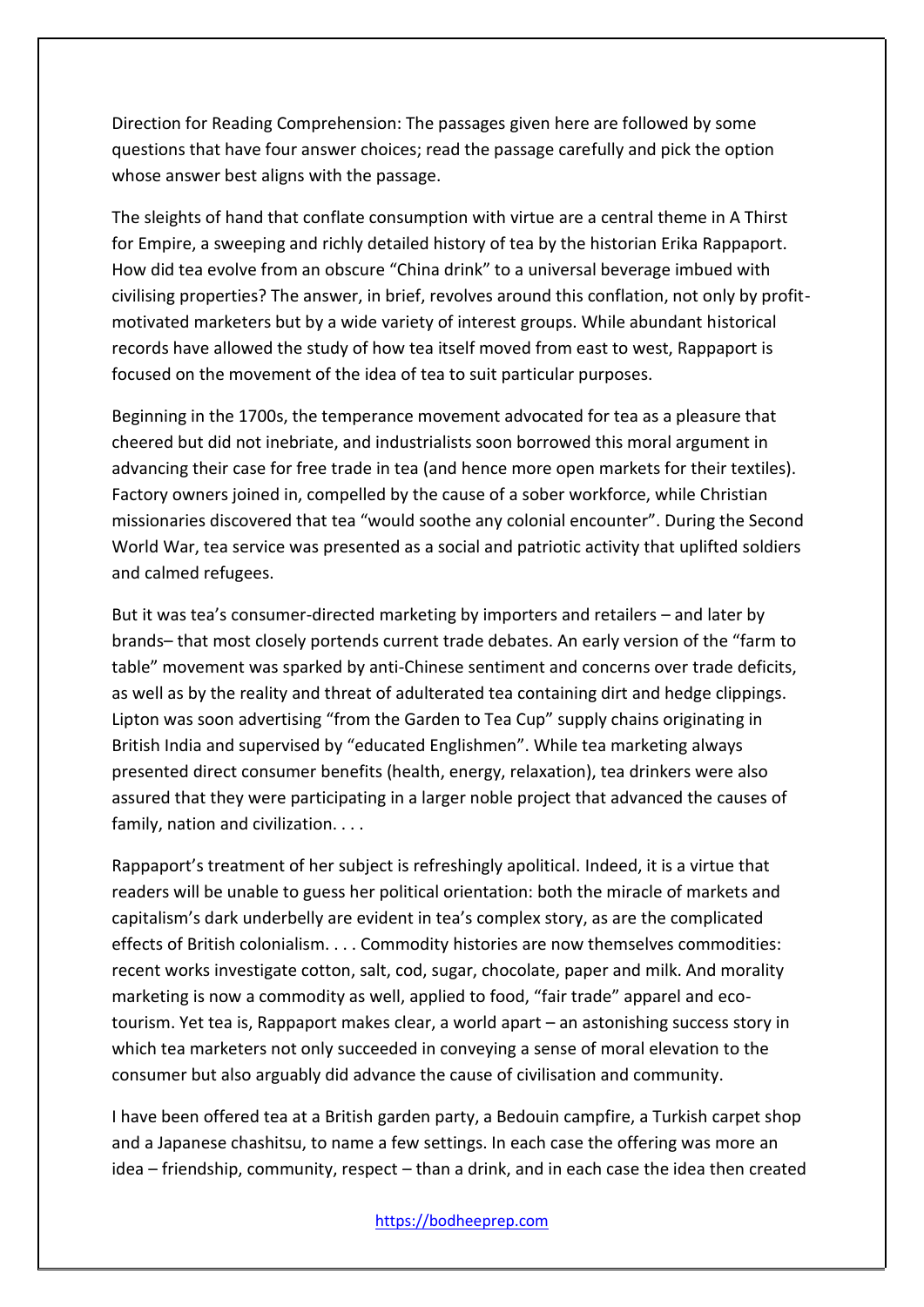Direction for Reading Comprehension: The passages given here are followed by some questions that have four answer choices; read the passage carefully and pick the option whose answer best aligns with the passage.

The sleights of hand that conflate consumption with virtue are a central theme in A Thirst for Empire, a sweeping and richly detailed history of tea by the historian Erika Rappaport. How did tea evolve from an obscure "China drink" to a universal beverage imbued with civilising properties? The answer, in brief, revolves around this conflation, not only by profit-motivated marketers but by a wide variety of interest groups. While abundant historical records have allowed the study of how tea itself moved from east to west, Rappaport is focused on the movement of the idea of tea to suit particular purposes.

Beginning in the 1700s, the temperance movement advocated for tea as a pleasure that cheered but did not inebriate, and industrialists soon borrowed this moral argument in advancing their case for free trade in tea (and hence more open markets for their textiles). Factory owners joined in, compelled by the cause of a sober workforce, while Christian missionaries discovered that tea "would soothe any colonial encounter". During the Second World War, tea service was presented as a social and patriotic activity that uplifted soldiers and calmed refugees.

But it was tea's consumer-directed marketing by importers and retailers – and later by brands– that most closely portends current trade debates. An early version of the "farm to table" movement was sparked by anti-Chinese sentiment and concerns over trade deficits, as well as by the reality and threat of adulterated tea containing dirt and hedge clippings. Lipton was soon advertising "from the Garden to Tea Cup" supply chains originating in British India and supervised by "educated Englishmen". While tea marketing always presented direct consumer benefits (health, energy, relaxation), tea drinkers were also assured that they were participating in a larger noble project that advanced the causes of family, nation and civilization. . . .

Rappaport's treatment of her subject is refreshingly apolitical. Indeed, it is a virtue that readers will be unable to guess her political orientation: both the miracle of markets and capitalism's dark underbelly are evident in tea's complex story, as are the complicated effects of British colonialism. . . . Commodity histories are now themselves commodities: recent works investigate cotton, salt, cod, sugar, chocolate, paper and milk. And morality marketing is now a commodity as well, applied to food, "fair trade" apparel and eco-tourism. Yet tea is, Rappaport makes clear, a world apart – an astonishing success story in which tea marketers not only succeeded in conveying a sense of moral elevation to the consumer but also arguably did advance the cause of civilisation and community.

I have been offered tea at a British garden party, a Bedouin campfire, a Turkish carpet shop and a Japanese chashitsu, to name a few settings. In each case the offering was more an idea – friendship, community, respect – than a drink, and in each case the idea then created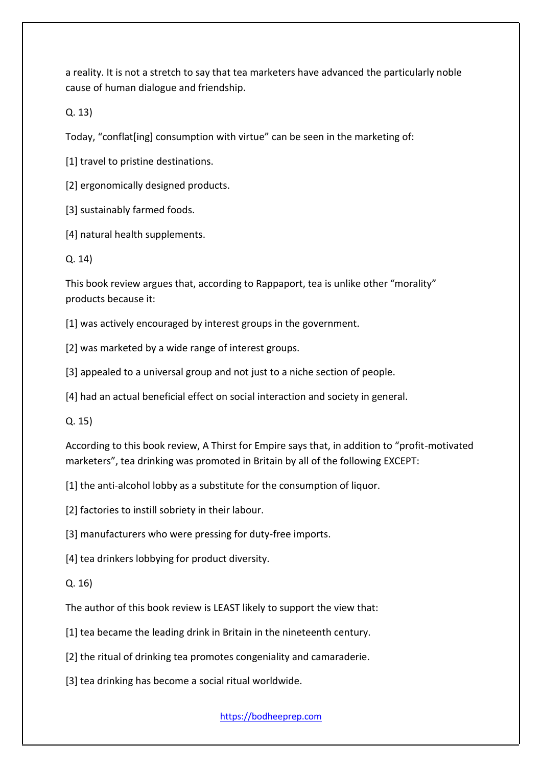a reality. It is not a stretch to say that tea marketers have advanced the particularly noble cause of human dialogue and friendship.

Q. 13)

Today, "conflat[ing] consumption with virtue" can be seen in the marketing of:

[1] travel to pristine destinations.

[2] ergonomically designed products.

[3] sustainably farmed foods.

[4] natural health supplements.

Q. 14)

This book review argues that, according to Rappaport, tea is unlike other "morality" products because it:

[1] was actively encouraged by interest groups in the government.

[2] was marketed by a wide range of interest groups.

[3] appealed to a universal group and not just to a niche section of people.

[4] had an actual beneficial effect on social interaction and society in general.

Q. 15)

According to this book review, A Thirst for Empire says that, in addition to "profit-motivated marketers", tea drinking was promoted in Britain by all of the following EXCEPT:

[1] the anti-alcohol lobby as a substitute for the consumption of liquor.

[2] factories to instill sobriety in their labour.

[3] manufacturers who were pressing for duty-free imports.

[4] tea drinkers lobbying for product diversity.

Q. 16)

The author of this book review is LEAST likely to support the view that:

[1] tea became the leading drink in Britain in the nineteenth century.

[2] the ritual of drinking tea promotes congeniality and camaraderie.

[3] tea drinking has become a social ritual worldwide.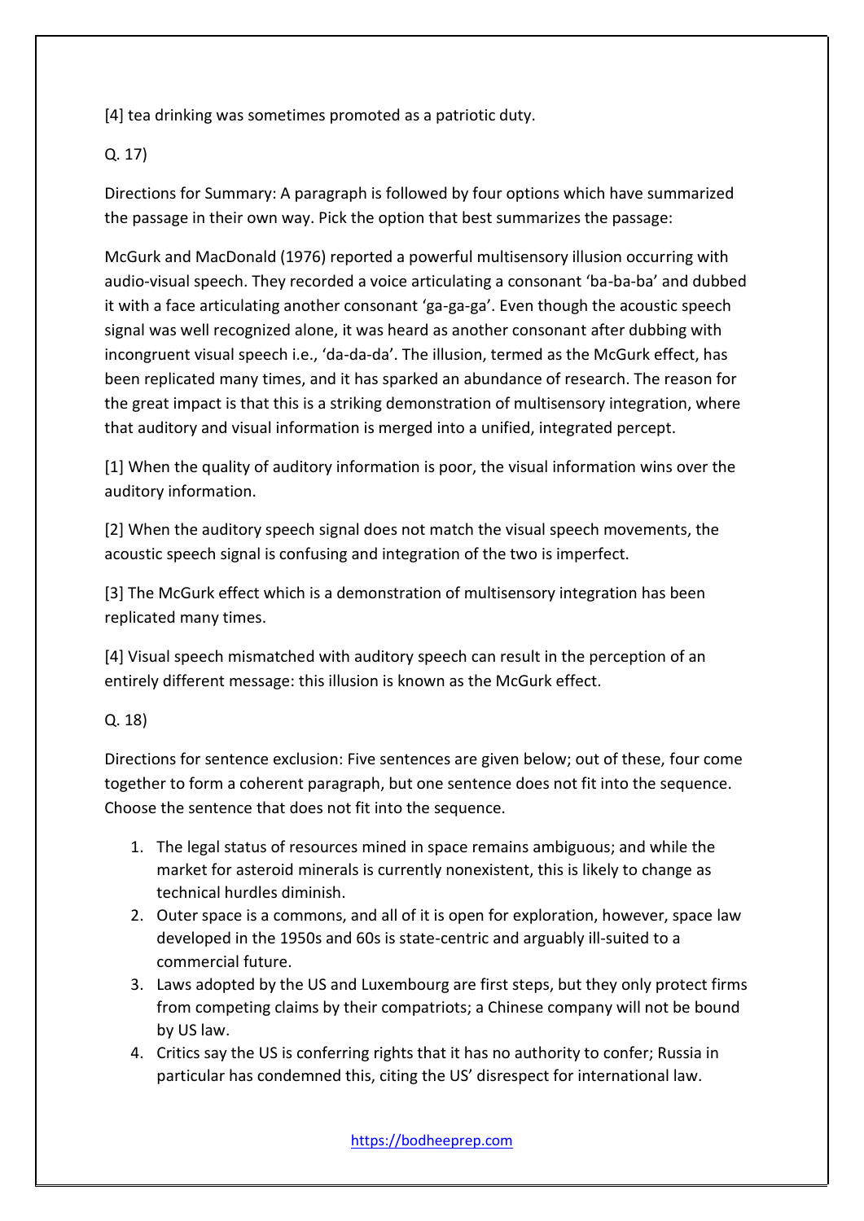[4] tea drinking was sometimes promoted as a patriotic duty.

Q. 17)

Directions for Summary: A paragraph is followed by four options which have summarized the passage in their own way. Pick the option that best summarizes the passage:

McGurk and MacDonald (1976) reported a powerful multisensory illusion occurring with audio-visual speech. They recorded a voice articulating a consonant 'ba-ba-ba' and dubbed it with a face articulating another consonant 'ga-ga-ga'. Even though the acoustic speech signal was well recognized alone, it was heard as another consonant after dubbing with incongruent visual speech i.e., 'da-da-da'. The illusion, termed as the McGurk effect, has been replicated many times, and it has sparked an abundance of research. The reason for the great impact is that this is a striking demonstration of multisensory integration, where that auditory and visual information is merged into a unified, integrated percept.

[1] When the quality of auditory information is poor, the visual information wins over the auditory information.

[2] When the auditory speech signal does not match the visual speech movements, the acoustic speech signal is confusing and integration of the two is imperfect.

[3] The McGurk effect which is a demonstration of multisensory integration has been replicated many times.

[4] Visual speech mismatched with auditory speech can result in the perception of an entirely different message: this illusion is known as the McGurk effect.

Q. 18)

Directions for sentence exclusion: Five sentences are given below; out of these, four come together to form a coherent paragraph, but one sentence does not fit into the sequence. Choose the sentence that does not fit into the sequence.

1. The legal status of resources mined in space remains ambiguous; and while the market for asteroid minerals is currently nonexistent, this is likely to change as technical hurdles diminish.
2. Outer space is a commons, and all of it is open for exploration, however, space law developed in the 1950s and 60s is state-centric and arguably ill-suited to a commercial future.
3. Laws adopted by the US and Luxembourg are first steps, but they only protect firms from competing claims by their compatriots; a Chinese company will not be bound by US law.
4. Critics say the US is conferring rights that it has no authority to confer; Russia in particular has condemned this, citing the US' disrespect for international law.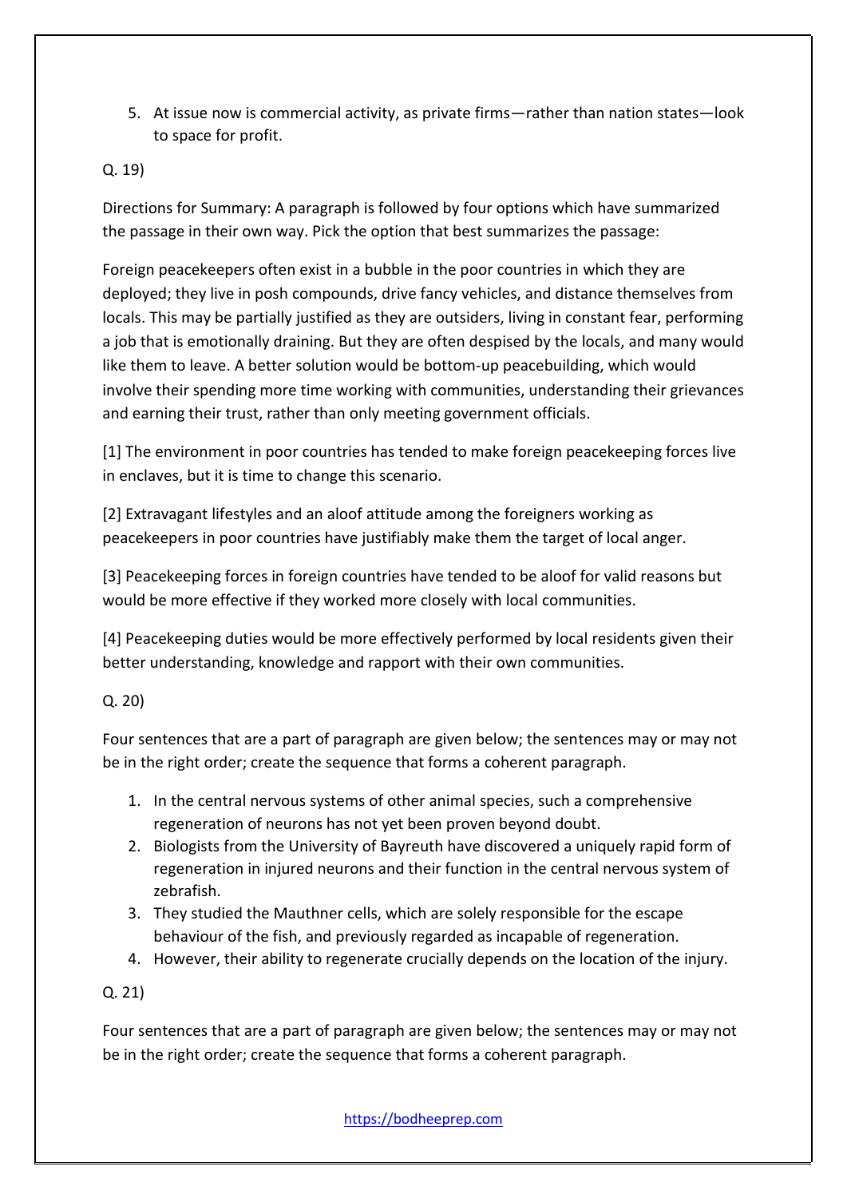5. At issue now is commercial activity, as private firms—rather than nation states—look to space for profit.

Q. 19)

Directions for Summary: A paragraph is followed by four options which have summarized the passage in their own way. Pick the option that best summarizes the passage:

Foreign peacekeepers often exist in a bubble in the poor countries in which they are deployed; they live in posh compounds, drive fancy vehicles, and distance themselves from locals. This may be partially justified as they are outsiders, living in constant fear, performing a job that is emotionally draining. But they are often despised by the locals, and many would like them to leave. A better solution would be bottom-up peacebuilding, which would involve their spending more time working with communities, understanding their grievances and earning their trust, rather than only meeting government officials.

[1] The environment in poor countries has tended to make foreign peacekeeping forces live in enclaves, but it is time to change this scenario.

[2] Extravagant lifestyles and an aloof attitude among the foreigners working as peacekeepers in poor countries have justifiably make them the target of local anger.

[3] Peacekeeping forces in foreign countries have tended to be aloof for valid reasons but would be more effective if they worked more closely with local communities.

[4] Peacekeeping duties would be more effectively performed by local residents given their better understanding, knowledge and rapport with their own communities.

Q. 20)

Four sentences that are a part of paragraph are given below; the sentences may or may not be in the right order; create the sequence that forms a coherent paragraph.

1. In the central nervous systems of other animal species, such a comprehensive regeneration of neurons has not yet been proven beyond doubt.
2. Biologists from the University of Bayreuth have discovered a uniquely rapid form of regeneration in injured neurons and their function in the central nervous system of zebrafish.
3. They studied the Mauthner cells, which are solely responsible for the escape behaviour of the fish, and previously regarded as incapable of regeneration.
4. However, their ability to regenerate crucially depends on the location of the injury.

Q. 21)

Four sentences that are a part of paragraph are given below; the sentences may or may not be in the right order; create the sequence that forms a coherent paragraph.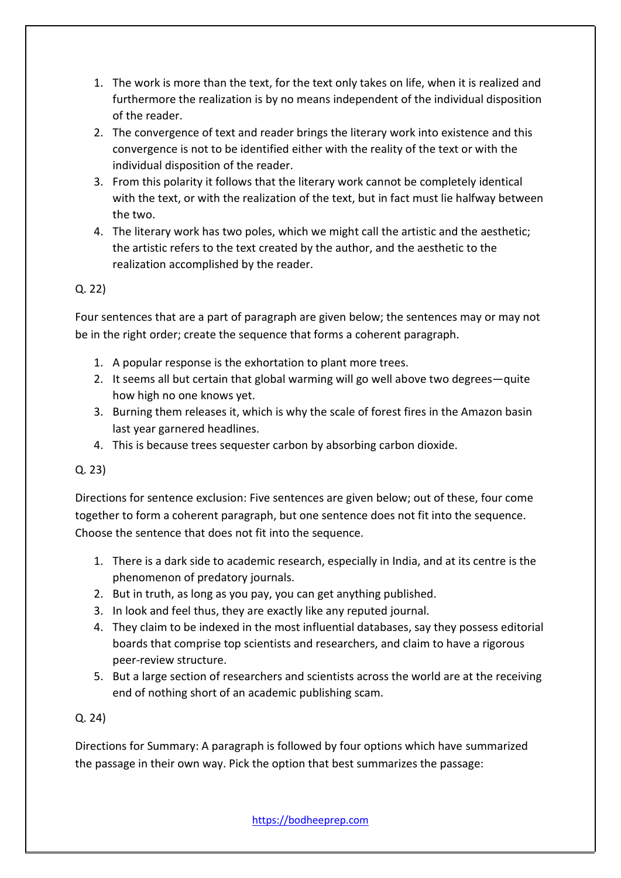1. The work is more than the text, for the text only takes on life, when it is realized and furthermore the realization is by no means independent of the individual disposition of the reader.
2. The convergence of text and reader brings the literary work into existence and this convergence is not to be identified either with the reality of the text or with the individual disposition of the reader.
3. From this polarity it follows that the literary work cannot be completely identical with the text, or with the realization of the text, but in fact must lie halfway between the two.
4. The literary work has two poles, which we might call the artistic and the aesthetic; the artistic refers to the text created by the author, and the aesthetic to the realization accomplished by the reader.

Q. 22)

Four sentences that are a part of paragraph are given below; the sentences may or may not be in the right order; create the sequence that forms a coherent paragraph.

1. A popular response is the exhortation to plant more trees.
2. It seems all but certain that global warming will go well above two degrees—quite how high no one knows yet.
3. Burning them releases it, which is why the scale of forest fires in the Amazon basin last year garnered headlines.
4. This is because trees sequester carbon by absorbing carbon dioxide.

Q. 23)

Directions for sentence exclusion: Five sentences are given below; out of these, four come together to form a coherent paragraph, but one sentence does not fit into the sequence. Choose the sentence that does not fit into the sequence.

1. There is a dark side to academic research, especially in India, and at its centre is the phenomenon of predatory journals.
2. But in truth, as long as you pay, you can get anything published.
3. In look and feel thus, they are exactly like any reputed journal.
4. They claim to be indexed in the most influential databases, say they possess editorial boards that comprise top scientists and researchers, and claim to have a rigorous peer-review structure.
5. But a large section of researchers and scientists across the world are at the receiving end of nothing short of an academic publishing scam.

Q. 24)

Directions for Summary: A paragraph is followed by four options which have summarized the passage in their own way. Pick the option that best summarizes the passage: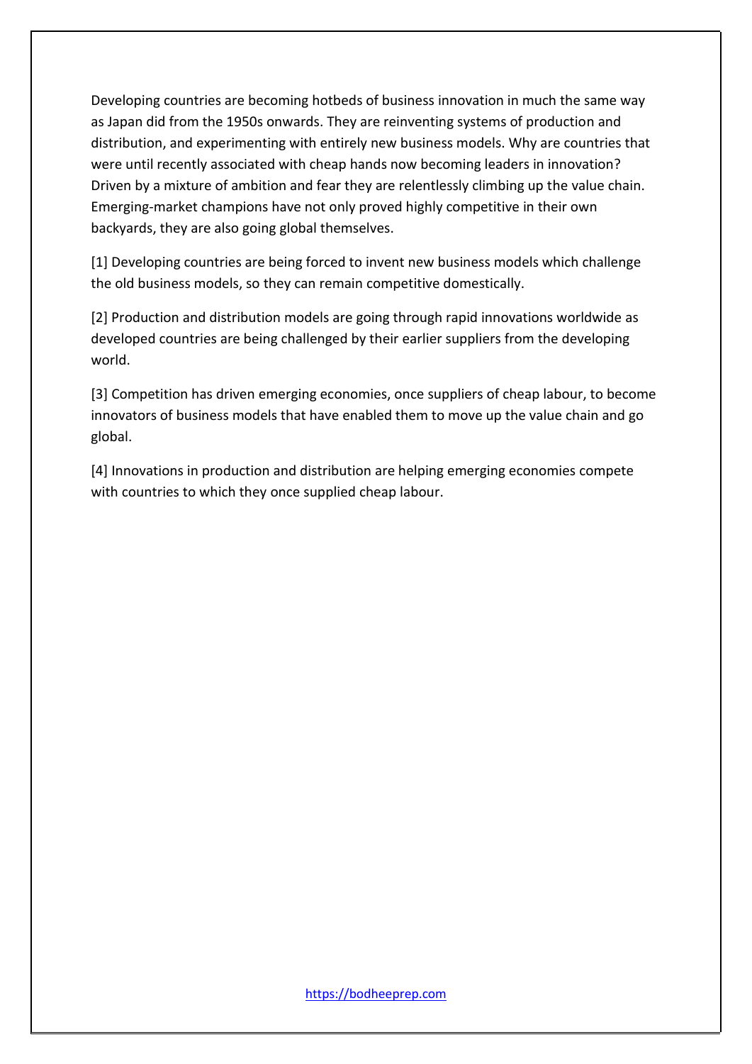Developing countries are becoming hotbeds of business innovation in much the same way as Japan did from the 1950s onwards. They are reinventing systems of production and distribution, and experimenting with entirely new business models. Why are countries that were until recently associated with cheap hands now becoming leaders in innovation? Driven by a mixture of ambition and fear they are relentlessly climbing up the value chain. Emerging-market champions have not only proved highly competitive in their own backyards, they are also going global themselves.

[1] Developing countries are being forced to invent new business models which challenge the old business models, so they can remain competitive domestically.

[2] Production and distribution models are going through rapid innovations worldwide as developed countries are being challenged by their earlier suppliers from the developing world.

[3] Competition has driven emerging economies, once suppliers of cheap labour, to become innovators of business models that have enabled them to move up the value chain and go global.

[4] Innovations in production and distribution are helping emerging economies compete with countries to which they once supplied cheap labour.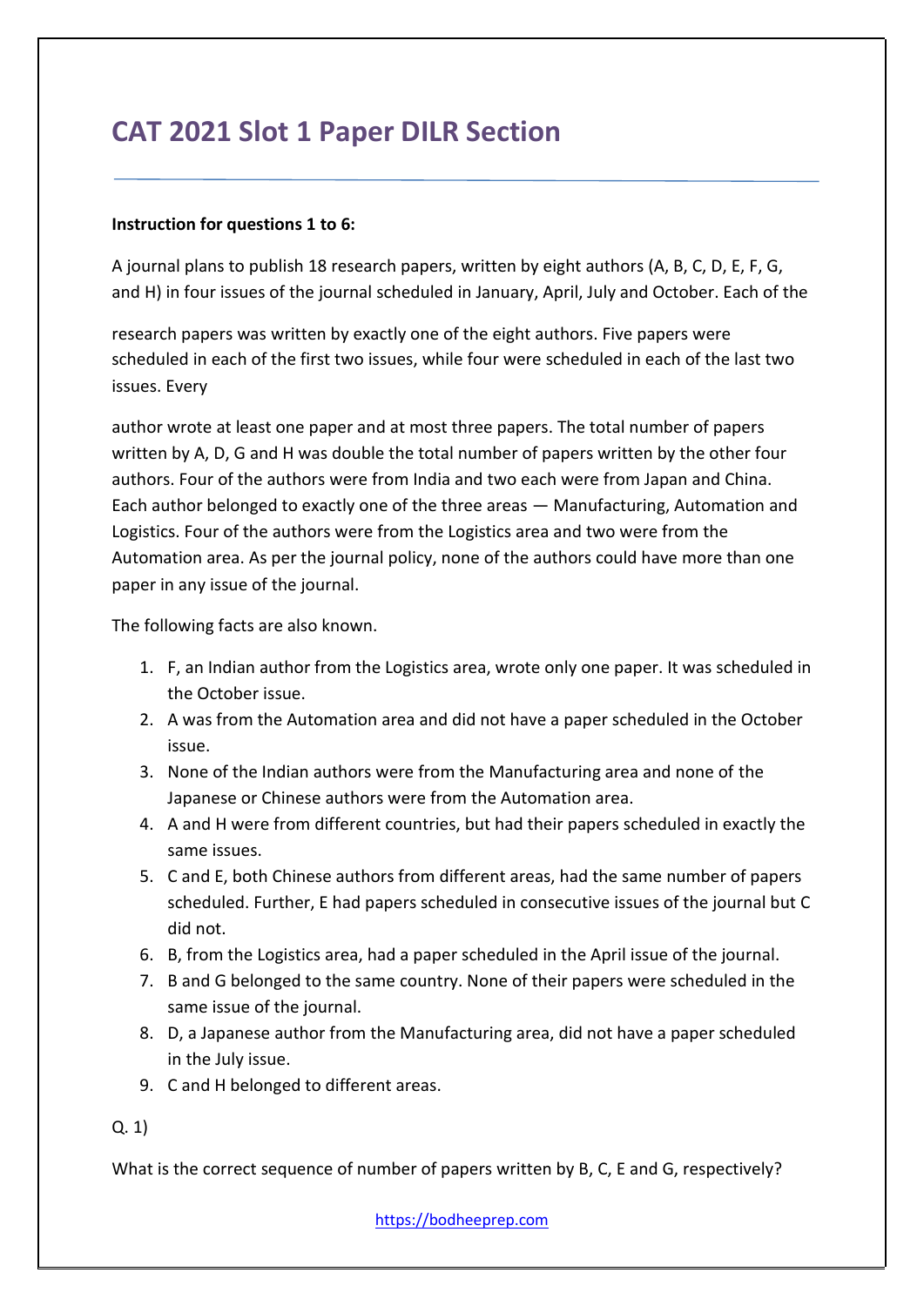# CAT 2021 Slot 1 Paper DILR Section

**Instruction for questions 1 to 6:**

A journal plans to publish 18 research papers, written by eight authors (A, B, C, D, E, F, G, and H) in four issues of the journal scheduled in January, April, July and October. Each of the research papers was written by exactly one of the eight authors. Five papers were scheduled in each of the first two issues, while four were scheduled in each of the last two issues. Every author wrote at least one paper and at most three papers. The total number of papers written by A, D, G and H was double the total number of papers written by the other four authors. Four of the authors were from India and two each were from Japan and China. Each author belonged to exactly one of the three areas — Manufacturing, Automation and Logistics. Four of the authors were from the Logistics area and two were from the Automation area. As per the journal policy, none of the authors could have more than one paper in any issue of the journal.

The following facts are also known.

1. F, an Indian author from the Logistics area, wrote only one paper. It was scheduled in the October issue.
2. A was from the Automation area and did not have a paper scheduled in the October issue.
3. None of the Indian authors were from the Manufacturing area and none of the Japanese or Chinese authors were from the Automation area.
4. A and H were from different countries, but had their papers scheduled in exactly the same issues.
5. C and E, both Chinese authors from different areas, had the same number of papers scheduled. Further, E had papers scheduled in consecutive issues of the journal but C did not.
6. B, from the Logistics area, had a paper scheduled in the April issue of the journal.
7. B and G belonged to the same country. None of their papers were scheduled in the same issue of the journal.
8. D, a Japanese author from the Manufacturing area, did not have a paper scheduled in the July issue.
9. C and H belonged to different areas.

Q. 1)

What is the correct sequence of number of papers written by B, C, E and G, respectively?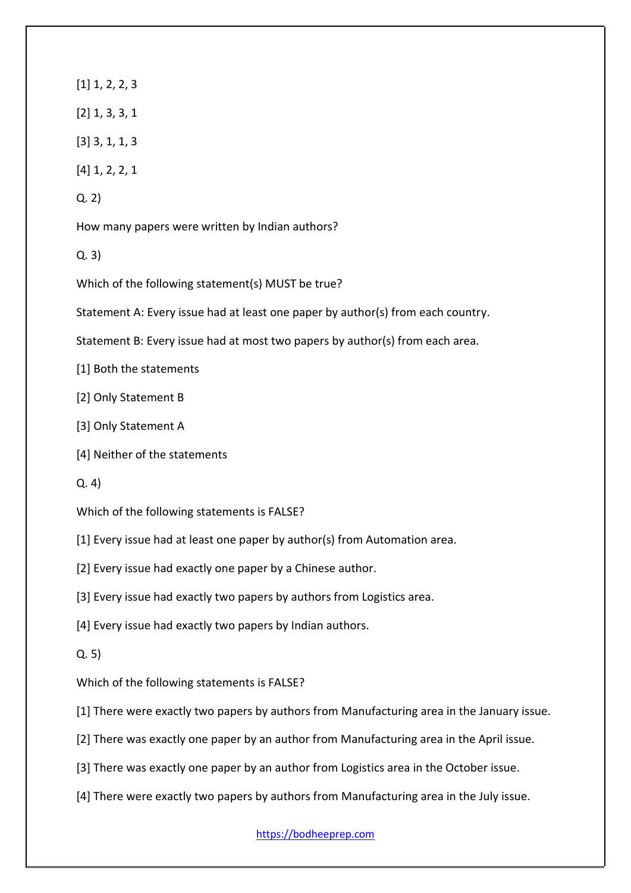[1] 1, 2, 2, 3

[2] 1, 3, 3, 1

[3] 3, 1, 1, 3

[4] 1, 2, 2, 1

Q. 2)

How many papers were written by Indian authors?

Q. 3)

Which of the following statement(s) MUST be true?

Statement A: Every issue had at least one paper by author(s) from each country.

Statement B: Every issue had at most two papers by author(s) from each area.

[1] Both the statements

[2] Only Statement B

[3] Only Statement A

[4] Neither of the statements

Q. 4)

Which of the following statements is FALSE?

[1] Every issue had at least one paper by author(s) from Automation area.

[2] Every issue had exactly one paper by a Chinese author.

[3] Every issue had exactly two papers by authors from Logistics area.

[4] Every issue had exactly two papers by Indian authors.

Q. 5)

Which of the following statements is FALSE?

[1] There were exactly two papers by authors from Manufacturing area in the January issue.

[2] There was exactly one paper by an author from Manufacturing area in the April issue.

[3] There was exactly one paper by an author from Logistics area in the October issue.

[4] There were exactly two papers by authors from Manufacturing area in the July issue.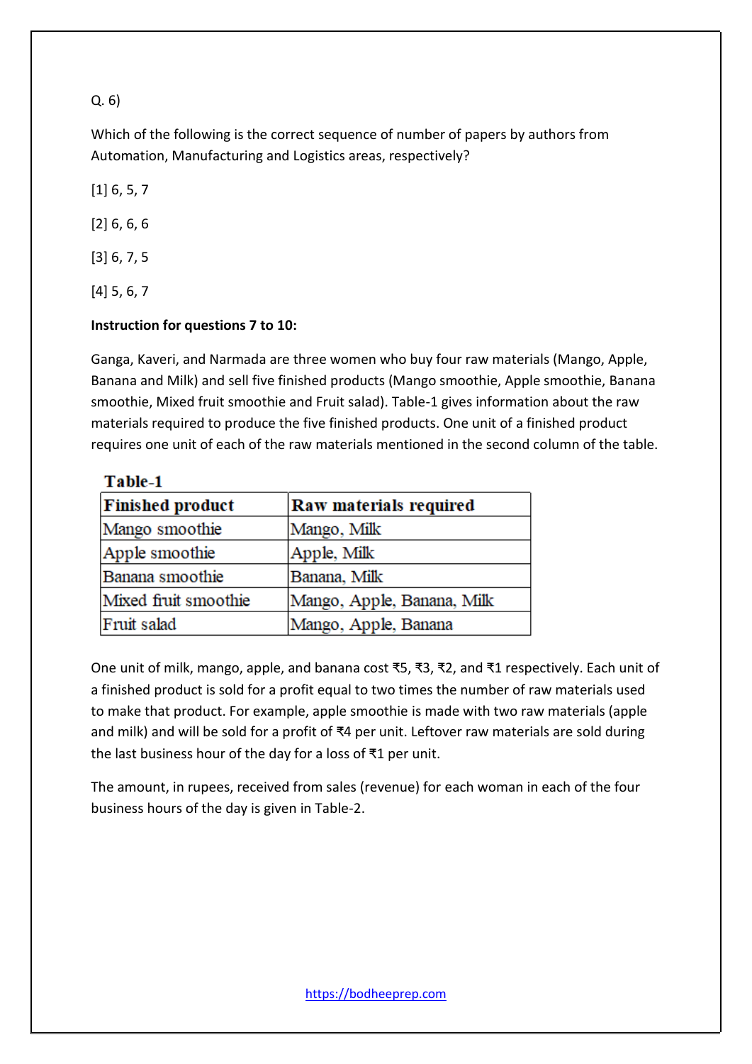Q. 6)

Which of the following is the correct sequence of number of papers by authors from Automation, Manufacturing and Logistics areas, respectively?

[1] 6, 5, 7

[2] 6, 6, 6

[3] 6, 7, 5

[4] 5, 6, 7

**Instruction for questions 7 to 10:**

Ganga, Kaveri, and Narmada are three women who buy four raw materials (Mango, Apple, Banana and Milk) and sell five finished products (Mango smoothie, Apple smoothie, Banana smoothie, Mixed fruit smoothie and Fruit salad). Table-1 gives information about the raw materials required to produce the five finished products. One unit of a finished product requires one unit of each of the raw materials mentioned in the second column of the table.

**Table-1**

| Finished product | Raw materials required |
|---|---|
| Mango smoothie | Mango, Milk |
| Apple smoothie | Apple, Milk |
| Banana smoothie | Banana, Milk |
| Mixed fruit smoothie | Mango, Apple, Banana, Milk |
| Fruit salad | Mango, Apple, Banana |

One unit of milk, mango, apple, and banana cost ₹5, ₹3, ₹2, and ₹1 respectively. Each unit of a finished product is sold for a profit equal to two times the number of raw materials used to make that product. For example, apple smoothie is made with two raw materials (apple and milk) and will be sold for a profit of ₹4 per unit. Leftover raw materials are sold during the last business hour of the day for a loss of ₹1 per unit.

The amount, in rupees, received from sales (revenue) for each woman in each of the four business hours of the day is given in Table-2.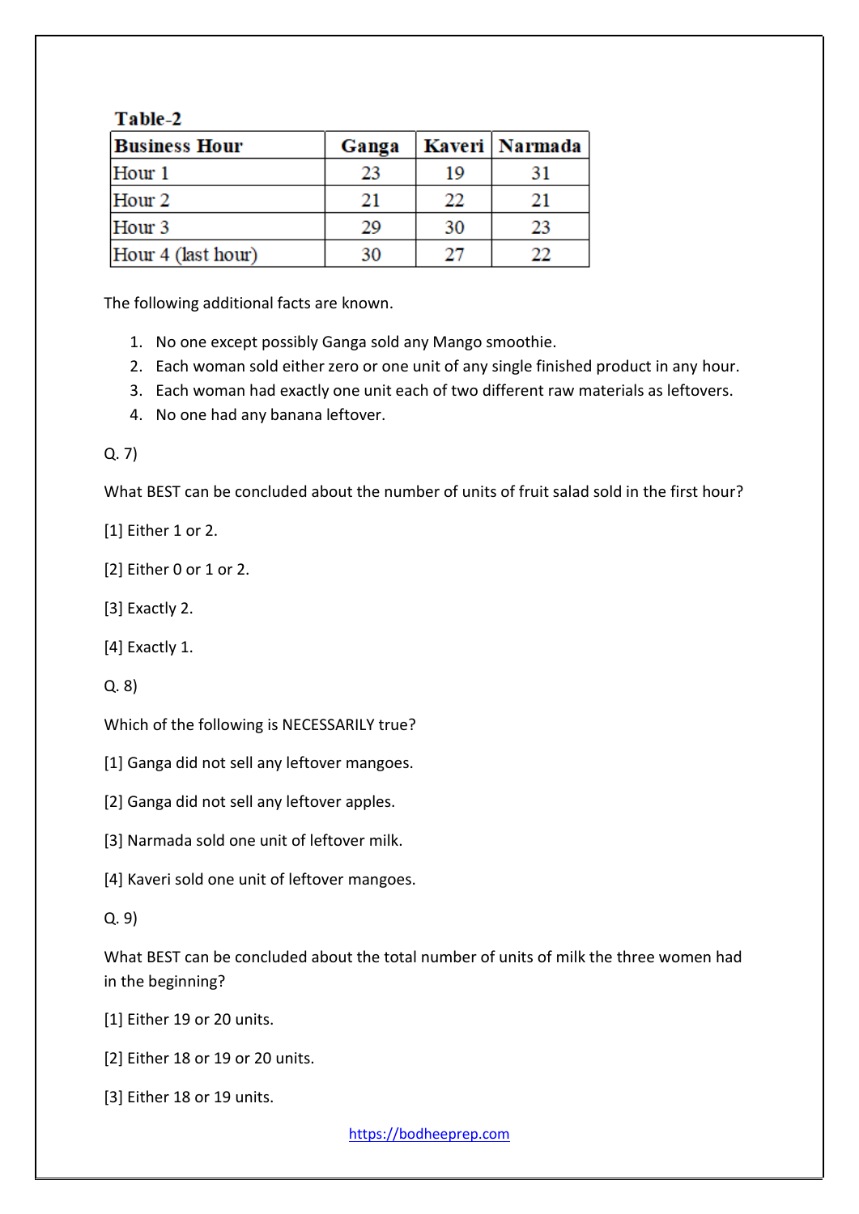**Table-2**

| Business Hour | Ganga | Kaveri | Narmada |
|---|---|---|---|
| Hour 1 | 23 | 19 | 31 |
| Hour 2 | 21 | 22 | 21 |
| Hour 3 | 29 | 30 | 23 |
| Hour 4 (last hour) | 30 | 27 | 22 |

The following additional facts are known.

1. No one except possibly Ganga sold any Mango smoothie.
2. Each woman sold either zero or one unit of any single finished product in any hour.
3. Each woman had exactly one unit each of two different raw materials as leftovers.
4. No one had any banana leftover.

Q. 7)

What BEST can be concluded about the number of units of fruit salad sold in the first hour?

[1] Either 1 or 2.

[2] Either 0 or 1 or 2.

[3] Exactly 2.

[4] Exactly 1.

Q. 8)

Which of the following is NECESSARILY true?

[1] Ganga did not sell any leftover mangoes.

[2] Ganga did not sell any leftover apples.

[3] Narmada sold one unit of leftover milk.

[4] Kaveri sold one unit of leftover mangoes.

Q. 9)

What BEST can be concluded about the total number of units of milk the three women had in the beginning?

[1] Either 19 or 20 units.

[2] Either 18 or 19 or 20 units.

[3] Either 18 or 19 units.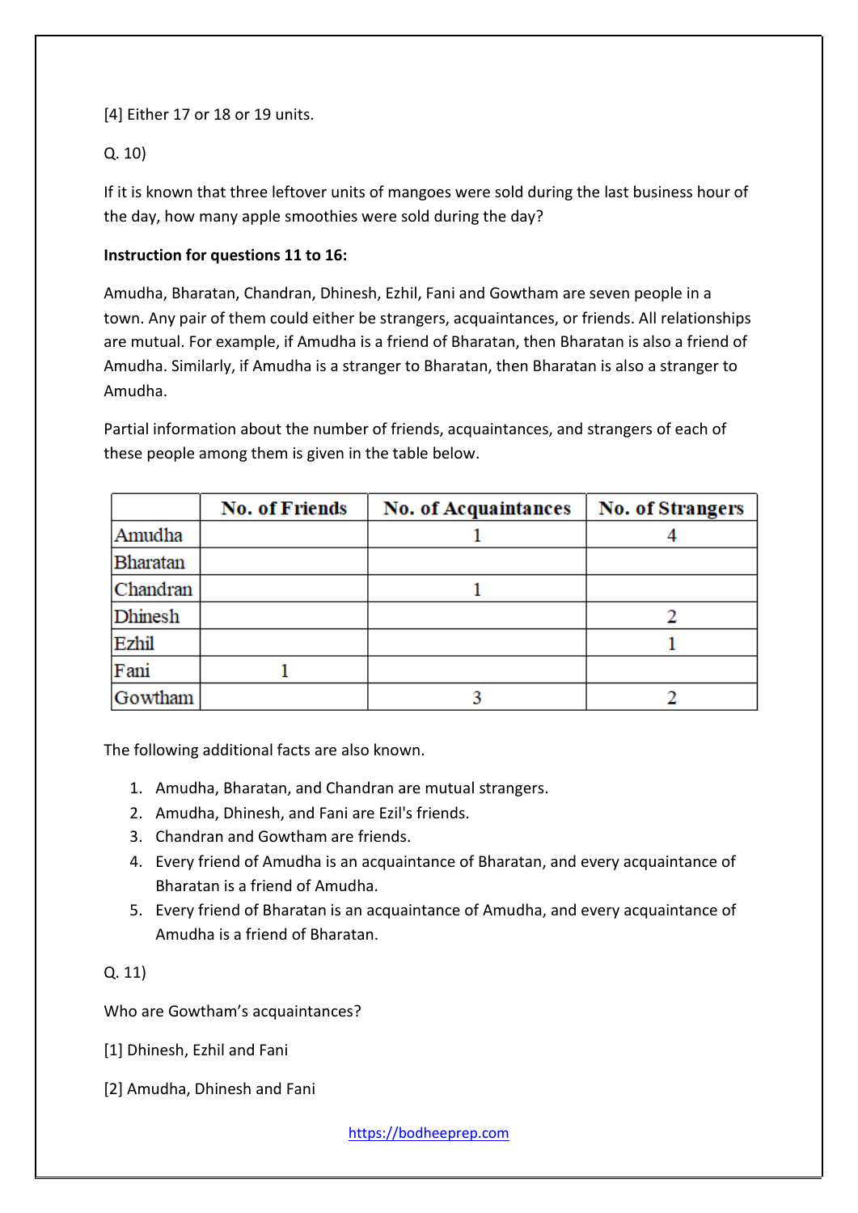[4] Either 17 or 18 or 19 units.

Q. 10)

If it is known that three leftover units of mangoes were sold during the last business hour of the day, how many apple smoothies were sold during the day?

**Instruction for questions 11 to 16:**

Amudha, Bharatan, Chandran, Dhinesh, Ezhil, Fani and Gowtham are seven people in a town. Any pair of them could either be strangers, acquaintances, or friends. All relationships are mutual. For example, if Amudha is a friend of Bharatan, then Bharatan is also a friend of Amudha. Similarly, if Amudha is a stranger to Bharatan, then Bharatan is also a stranger to Amudha.

Partial information about the number of friends, acquaintances, and strangers of each of these people among them is given in the table below.

| | No. of Friends | No. of Acquaintances | No. of Strangers |
|---|---|---|---|
| Amudha | | 1 | 4 |
| Bharatan | | | |
| Chandran | | 1 | |
| Dhinesh | | | 2 |
| Ezhil | | | 1 |
| Fani | 1 | | |
| Gowtham | | 3 | 2 |

The following additional facts are also known.

1. Amudha, Bharatan, and Chandran are mutual strangers.
2. Amudha, Dhinesh, and Fani are Ezil's friends.
3. Chandran and Gowtham are friends.
4. Every friend of Amudha is an acquaintance of Bharatan, and every acquaintance of Bharatan is a friend of Amudha.
5. Every friend of Bharatan is an acquaintance of Amudha, and every acquaintance of Amudha is a friend of Bharatan.

Q. 11)

Who are Gowtham's acquaintances?

[1] Dhinesh, Ezhil and Fani

[2] Amudha, Dhinesh and Fani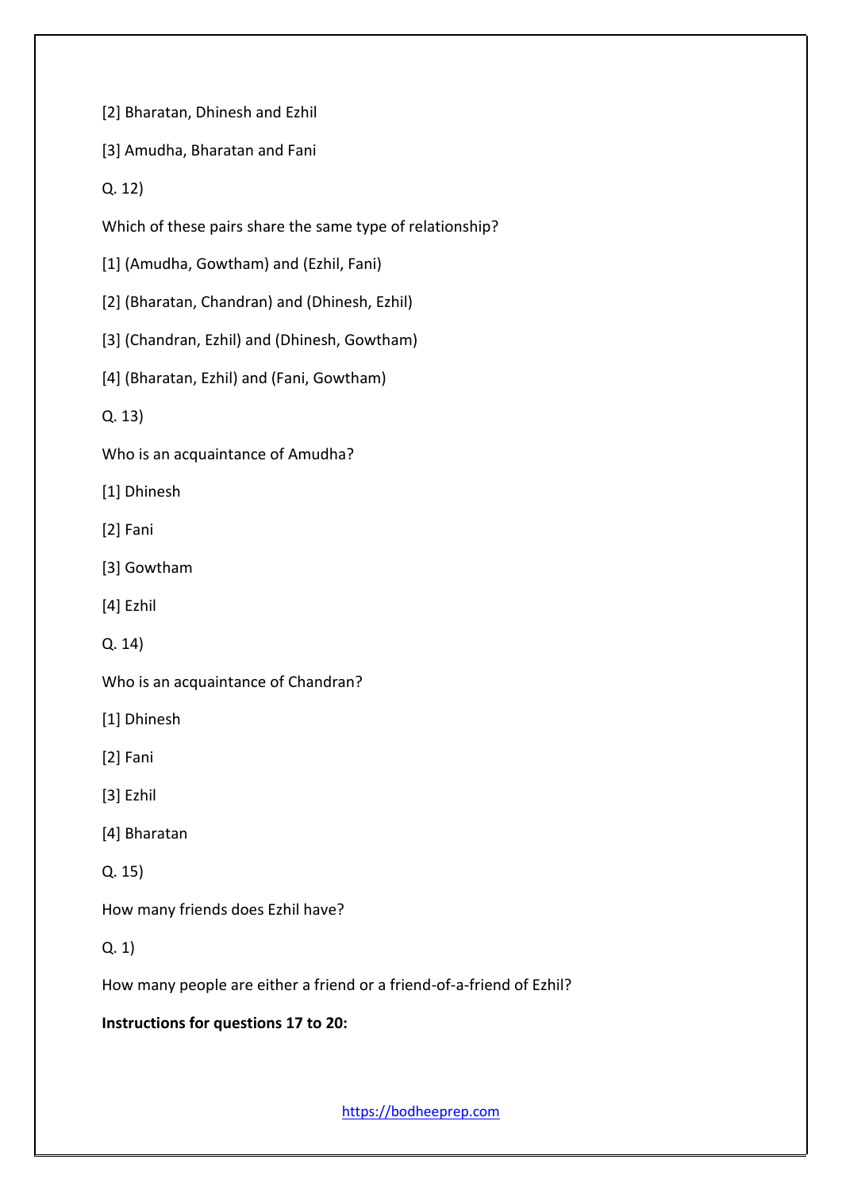[2] Bharatan, Dhinesh and Ezhil

[3] Amudha, Bharatan and Fani

Q. 12)

Which of these pairs share the same type of relationship?

[1] (Amudha, Gowtham) and (Ezhil, Fani)

[2] (Bharatan, Chandran) and (Dhinesh, Ezhil)

[3] (Chandran, Ezhil) and (Dhinesh, Gowtham)

[4] (Bharatan, Ezhil) and (Fani, Gowtham)

Q. 13)

Who is an acquaintance of Amudha?

[1] Dhinesh

[2] Fani

[3] Gowtham

[4] Ezhil

Q. 14)

Who is an acquaintance of Chandran?

[1] Dhinesh

[2] Fani

[3] Ezhil

[4] Bharatan

Q. 15)

How many friends does Ezhil have?

Q. 1)

How many people are either a friend or a friend-of-a-friend of Ezhil?

**Instructions for questions 17 to 20:**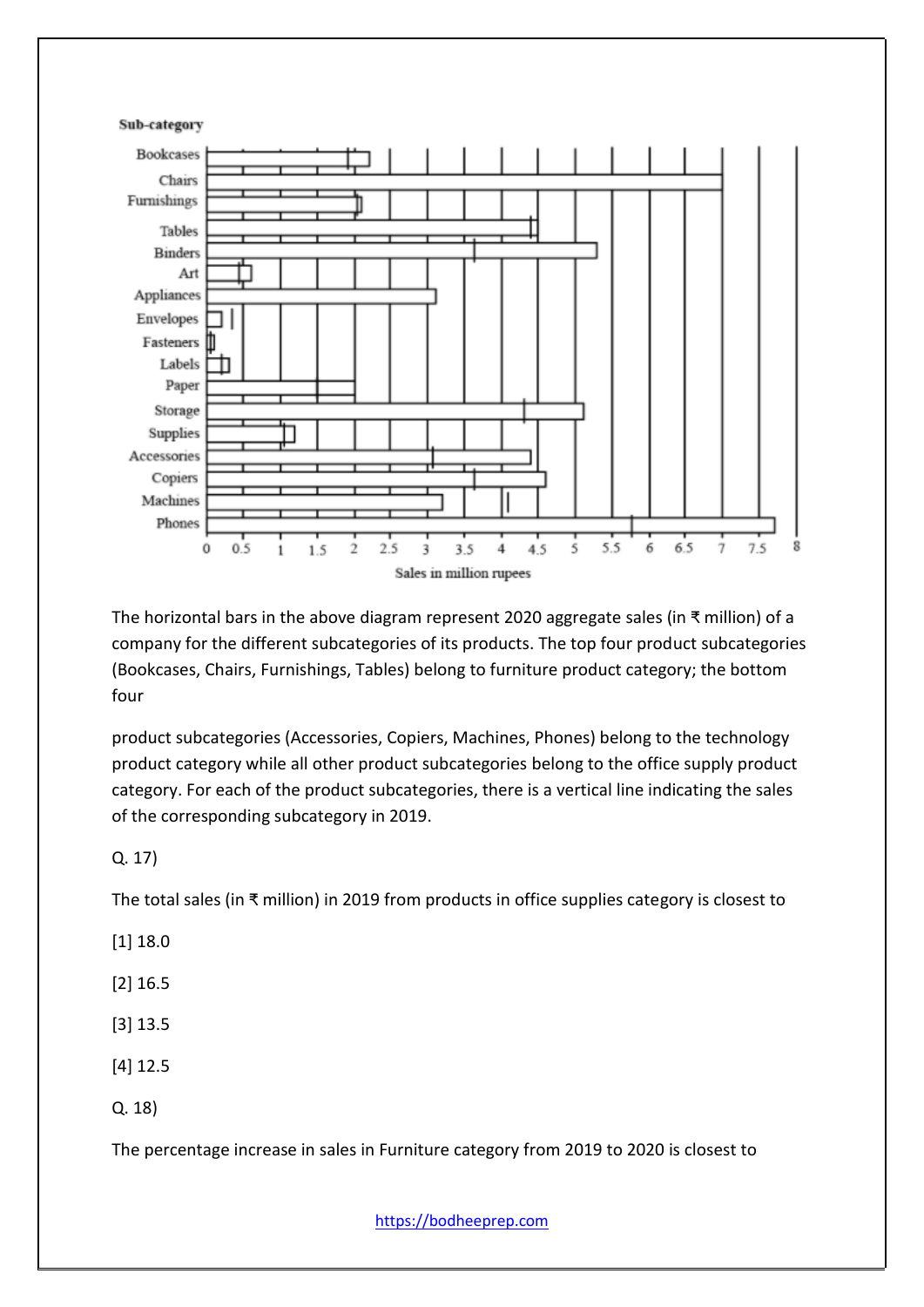The horizontal bars in the above diagram represent 2020 aggregate sales (in ₹ million) of a company for the different subcategories of its products. The top four product subcategories (Bookcases, Chairs, Furnishings, Tables) belong to furniture product category; the bottom four

product subcategories (Accessories, Copiers, Machines, Phones) belong to the technology product category while all other product subcategories belong to the office supply product category. For each of the product subcategories, there is a vertical line indicating the sales of the corresponding subcategory in 2019.

Q. 17)

The total sales (in ₹ million) in 2019 from products in office supplies category is closest to

[1] 18.0

[2] 16.5

[3] 13.5

[4] 12.5

Q. 18)

The percentage increase in sales in Furniture category from 2019 to 2020 is closest to

https://bodheeprep.com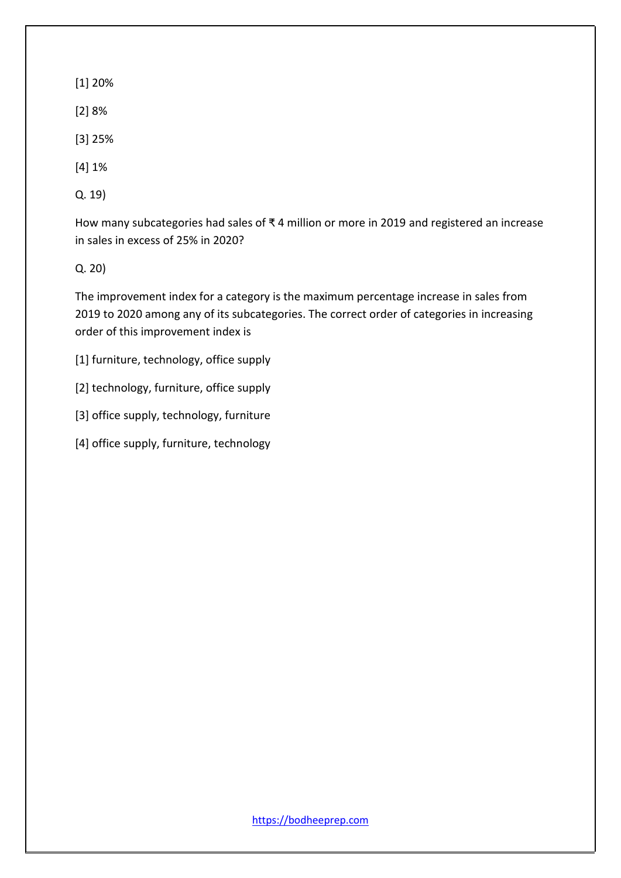[1] 20%

[2] 8%

[3] 25%

[4] 1%

Q. 19)

How many subcategories had sales of ₹ 4 million or more in 2019 and registered an increase in sales in excess of 25% in 2020?

Q. 20)

The improvement index for a category is the maximum percentage increase in sales from 2019 to 2020 among any of its subcategories. The correct order of categories in increasing order of this improvement index is

[1] furniture, technology, office supply

[2] technology, furniture, office supply

[3] office supply, technology, furniture

[4] office supply, furniture, technology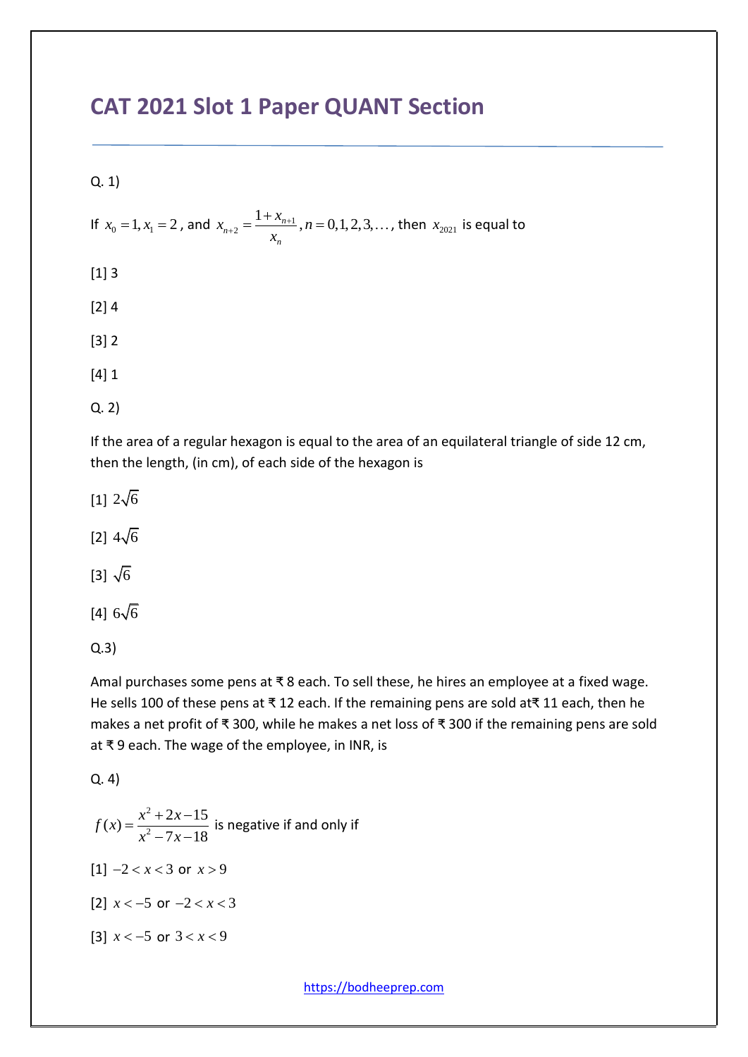# CAT 2021 Slot 1 Paper QUANT Section

Q. 1)

If $x_0 = 1, x_1 = 2$, and $x_{n+2} = \frac{1 + x_{n+1}}{x_n}, n = 0,1,2,3,\ldots$, then $x_{2021}$ is equal to

[1] 3

[2] 4

[3] 2

[4] 1

Q. 2)

If the area of a regular hexagon is equal to the area of an equilateral triangle of side 12 cm, then the length, (in cm), of each side of the hexagon is

[1] $2\sqrt{6}$

[2] $4\sqrt{6}$

[3] $\sqrt{6}$

[4] $6\sqrt{6}$

Q.3)

Amal purchases some pens at ₹ 8 each. To sell these, he hires an employee at a fixed wage. He sells 100 of these pens at ₹ 12 each. If the remaining pens are sold at₹ 11 each, then he makes a net profit of ₹ 300, while he makes a net loss of ₹ 300 if the remaining pens are sold at ₹ 9 each. The wage of the employee, in INR, is

Q. 4)

$f(x) = \frac{x^2 + 2x - 15}{x^2 - 7x - 18}$ is negative if and only if

[1] $-2 < x < 3$ or $x > 9$

[2] $x < -5$ or $-2 < x < 3$

[3] $x < -5$ or $3 < x < 9$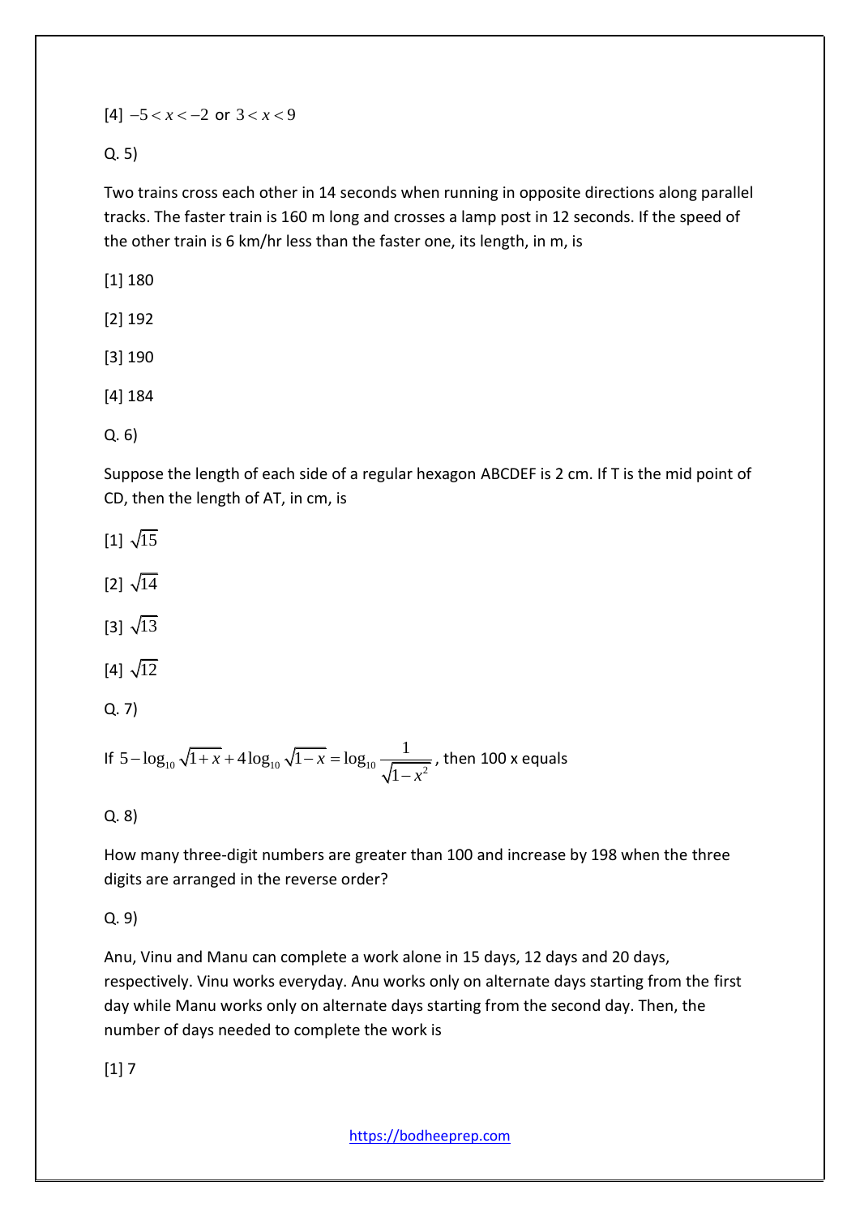[4] $-5 < x < -2$ or $3 < x < 9$

Q. 5)

Two trains cross each other in 14 seconds when running in opposite directions along parallel tracks. The faster train is 160 m long and crosses a lamp post in 12 seconds. If the speed of the other train is 6 km/hr less than the faster one, its length, in m, is

[1] 180

[2] 192

[3] 190

[4] 184

Q. 6)

Suppose the length of each side of a regular hexagon ABCDEF is 2 cm. If T is the mid point of CD, then the length of AT, in cm, is

[1] $\sqrt{15}$

[2] $\sqrt{14}$

[3] $\sqrt{13}$

[4] $\sqrt{12}$

Q. 7)

If $5 - \log_{10} \sqrt{1+x} + 4\log_{10} \sqrt{1-x} = \log_{10} \frac{1}{\sqrt{1-x^2}}$, then 100 x equals

Q. 8)

How many three-digit numbers are greater than 100 and increase by 198 when the three digits are arranged in the reverse order?

Q. 9)

Anu, Vinu and Manu can complete a work alone in 15 days, 12 days and 20 days, respectively. Vinu works everyday. Anu works only on alternate days starting from the first day while Manu works only on alternate days starting from the second day. Then, the number of days needed to complete the work is

[1] 7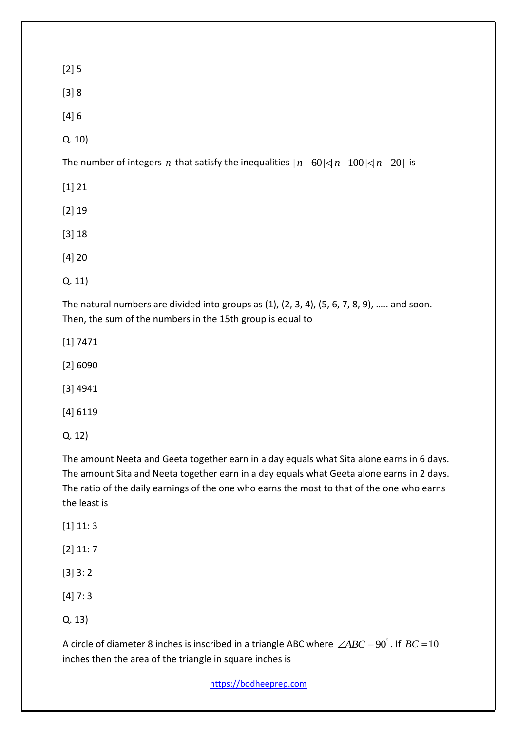[2] 5

[3] 8

[4] 6

Q. 10)

The number of integers $n$ that satisfy the inequalities $|n-60|<|n-100|<|n-20|$ is

[1] 21

[2] 19

[3] 18

[4] 20

Q. 11)

The natural numbers are divided into groups as (1), (2, 3, 4), (5, 6, 7, 8, 9), ….. and soon. Then, the sum of the numbers in the 15th group is equal to

[1] 7471

[2] 6090

[3] 4941

[4] 6119

Q. 12)

The amount Neeta and Geeta together earn in a day equals what Sita alone earns in 6 days. The amount Sita and Neeta together earn in a day equals what Geeta alone earns in 2 days. The ratio of the daily earnings of the one who earns the most to that of the one who earns the least is

[1] 11: 3

[2] 11: 7

[3] 3: 2

[4] 7: 3

Q. 13)

A circle of diameter 8 inches is inscribed in a triangle ABC where $\angle ABC = 90^{\circ}$. If $BC = 10$ inches then the area of the triangle in square inches is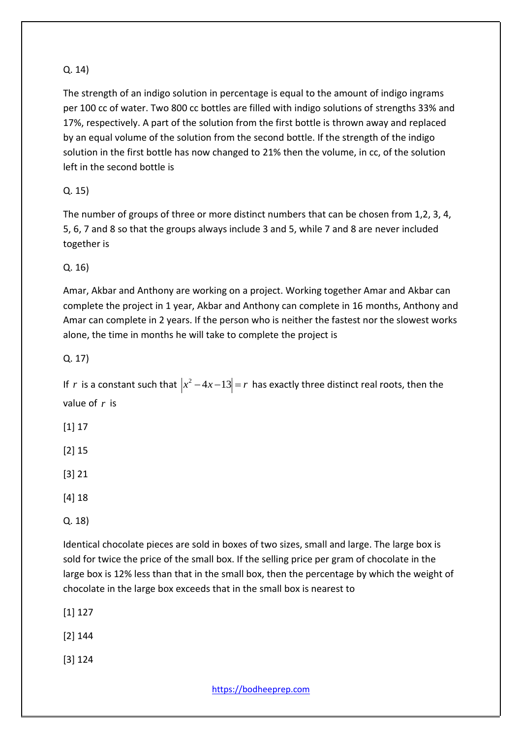Q. 14)

The strength of an indigo solution in percentage is equal to the amount of indigo ingrams per 100 cc of water. Two 800 cc bottles are filled with indigo solutions of strengths 33% and 17%, respectively. A part of the solution from the first bottle is thrown away and replaced by an equal volume of the solution from the second bottle. If the strength of the indigo solution in the first bottle has now changed to 21% then the volume, in cc, of the solution left in the second bottle is

Q. 15)

The number of groups of three or more distinct numbers that can be chosen from 1,2, 3, 4, 5, 6, 7 and 8 so that the groups always include 3 and 5, while 7 and 8 are never included together is

Q. 16)

Amar, Akbar and Anthony are working on a project. Working together Amar and Akbar can complete the project in 1 year, Akbar and Anthony can complete in 16 months, Anthony and Amar can complete in 2 years. If the person who is neither the fastest nor the slowest works alone, the time in months he will take to complete the project is

Q. 17)

If $r$ is a constant such that $|x^2 - 4x - 13| = r$ has exactly three distinct real roots, then the value of $r$ is

[1] 17

[2] 15

[3] 21

[4] 18

Q. 18)

Identical chocolate pieces are sold in boxes of two sizes, small and large. The large box is sold for twice the price of the small box. If the selling price per gram of chocolate in the large box is 12% less than that in the small box, then the percentage by which the weight of chocolate in the large box exceeds that in the small box is nearest to

[1] 127

[2] 144

[3] 124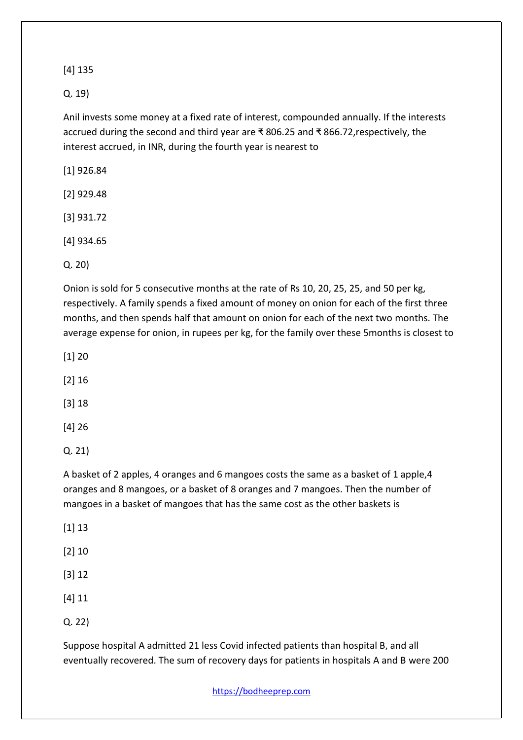[4] 135

Q. 19)

Anil invests some money at a fixed rate of interest, compounded annually. If the interests accrued during the second and third year are ₹ 806.25 and ₹ 866.72,respectively, the interest accrued, in INR, during the fourth year is nearest to

[1] 926.84

[2] 929.48

[3] 931.72

[4] 934.65

Q. 20)

Onion is sold for 5 consecutive months at the rate of Rs 10, 20, 25, 25, and 50 per kg, respectively. A family spends a fixed amount of money on onion for each of the first three months, and then spends half that amount on onion for each of the next two months. The average expense for onion, in rupees per kg, for the family over these 5months is closest to

[1] 20

[2] 16

[3] 18

[4] 26

Q. 21)

A basket of 2 apples, 4 oranges and 6 mangoes costs the same as a basket of 1 apple,4 oranges and 8 mangoes, or a basket of 8 oranges and 7 mangoes. Then the number of mangoes in a basket of mangoes that has the same cost as the other baskets is

[1] 13

[2] 10

[3] 12

[4] 11

Q. 22)

Suppose hospital A admitted 21 less Covid infected patients than hospital B, and all eventually recovered. The sum of recovery days for patients in hospitals A and B were 200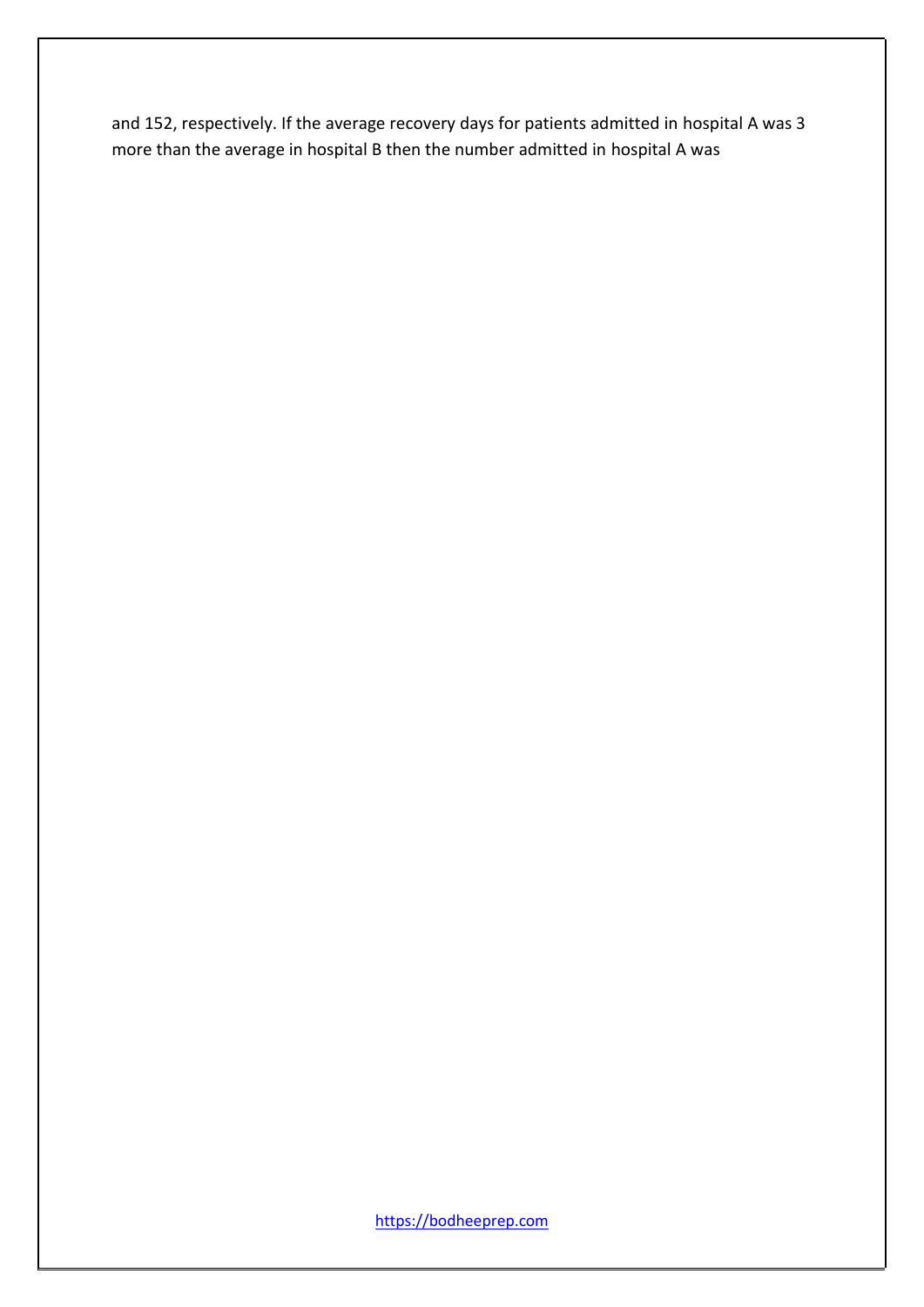and 152, respectively. If the average recovery days for patients admitted in hospital A was 3 more than the average in hospital B then the number admitted in hospital A was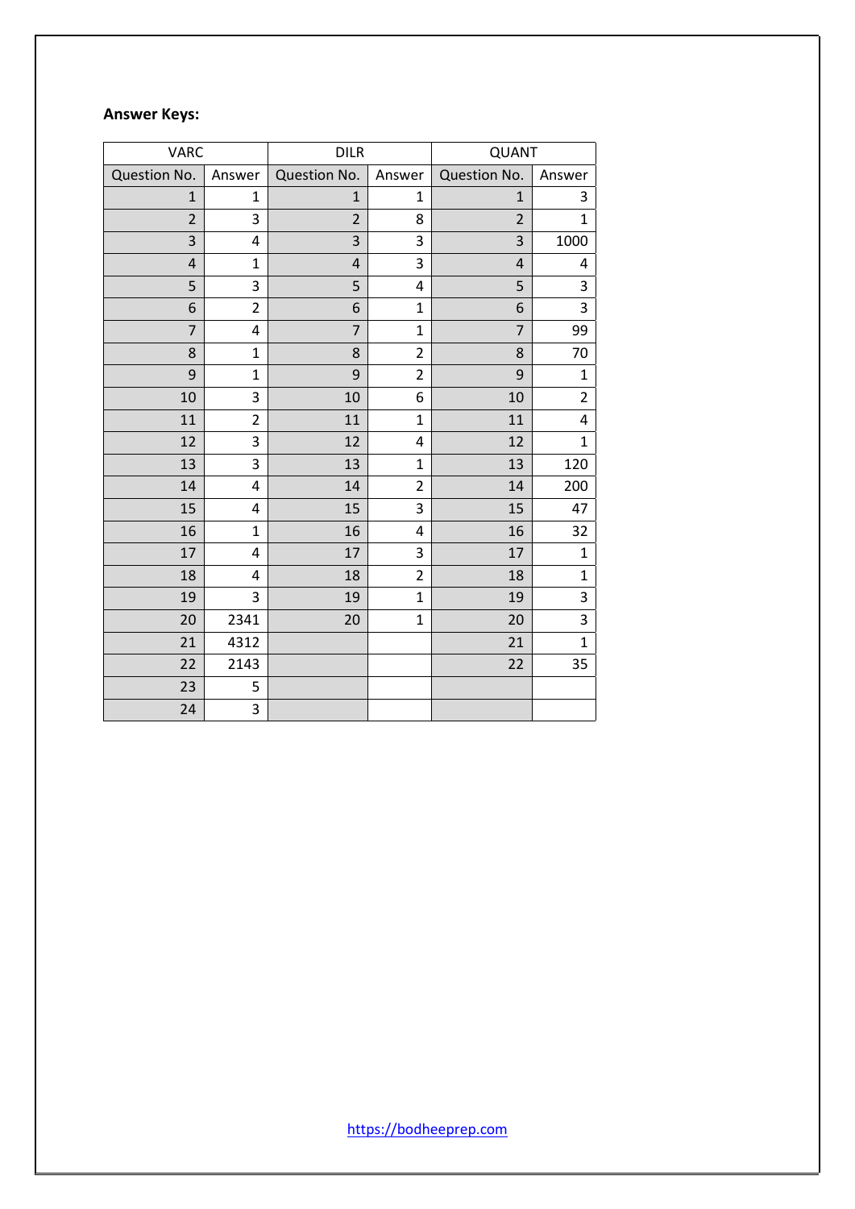**Answer Keys:**

| VARC | | DILR | | QUANT | |
|---|---|---|---|---|---|
| Question No. | Answer | Question No. | Answer | Question No. | Answer |
| 1 | 1 | 1 | 1 | 1 | 3 |
| 2 | 3 | 2 | 8 | 2 | 1 |
| 3 | 4 | 3 | 3 | 3 | 1000 |
| 4 | 1 | 4 | 3 | 4 | 4 |
| 5 | 3 | 5 | 4 | 5 | 3 |
| 6 | 2 | 6 | 1 | 6 | 3 |
| 7 | 4 | 7 | 1 | 7 | 99 |
| 8 | 1 | 8 | 2 | 8 | 70 |
| 9 | 1 | 9 | 2 | 9 | 1 |
| 10 | 3 | 10 | 6 | 10 | 2 |
| 11 | 2 | 11 | 1 | 11 | 4 |
| 12 | 3 | 12 | 4 | 12 | 1 |
| 13 | 3 | 13 | 1 | 13 | 120 |
| 14 | 4 | 14 | 2 | 14 | 200 |
| 15 | 4 | 15 | 3 | 15 | 47 |
| 16 | 1 | 16 | 4 | 16 | 32 |
| 17 | 4 | 17 | 3 | 17 | 1 |
| 18 | 4 | 18 | 2 | 18 | 1 |
| 19 | 3 | 19 | 1 | 19 | 3 |
| 20 | 2341 | 20 | 1 | 20 | 3 |
| 21 | 4312 | | | 21 | 1 |
| 22 | 2143 | | | 22 | 35 |
| 23 | 5 | | | | |
| 24 | 3 | | | | |

https://bodheeprep.com